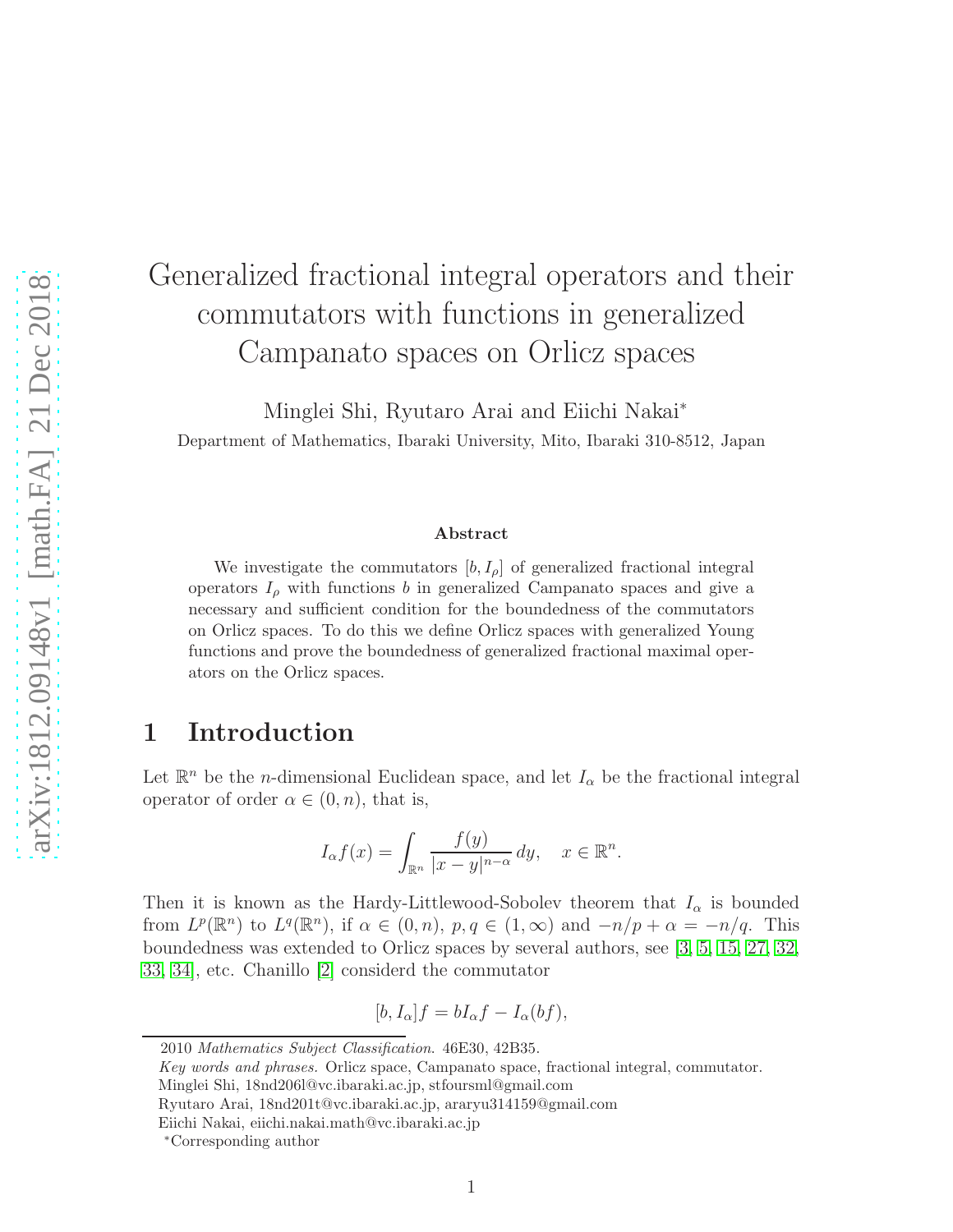# Generalized fractional integral operators and their commutators with functions in generalized Campanato spaces on Orlicz spaces

Minglei Shi, Ryutaro Arai and Eiichi Nakai*

Department of Mathematics, Ibaraki University, Mito, Ibaraki 310-8512, Japan

### Abstract

We investigate the commutators $[b, I_\rho]$ of generalized fractional integral operators $I_\rho$ with functions $b$ in generalized Campanato spaces and give a necessary and sufficient condition for the boundedness of the commutators on Orlicz spaces. To do this we define Orlicz spaces with generalized Young functions and prove the boundedness of generalized fractional maximal operators on the Orlicz spaces.

## 1 Introduction

Let $\mathbb{R}^n$ be the $n$-dimensional Euclidean space, and let $I_\alpha$ be the fractional integral operator of order $\alpha \in (0, n)$, that is,

$$I_\alpha f(x) = \int_{\mathbb{R}^n} \frac{f(y)}{|x-y|^{n-\alpha}} \, dy, \quad x \in \mathbb{R}^n.$$

Then it is known as the Hardy-Littlewood-Sobolev theorem that $I_\alpha$ is bounded from $L^p(\mathbb{R}^n)$ to $L^q(\mathbb{R}^n)$, if $\alpha \in (0, n)$, $p, q \in (1, \infty)$ and $-n/p + \alpha = -n/q$. This boundedness was extended to Orlicz spaces by several authors, see [3, 5, 15, 27, 32, 33, 34], etc. Chanillo [2] considerd the commutator

$$[b, I_\alpha] f = b I_\alpha f - I_\alpha (bf),$$

2010 *Mathematics Subject Classification.* 46E30, 42B35.

*Key words and phrases.* Orlicz space, Campanato space, fractional integral, commutator.

Minglei Shi, 18nd206l@vc.ibaraki.ac.jp, stfoursml@gmail.com

Ryutaro Arai, 18nd201t@vc.ibaraki.ac.jp, araryu314159@gmail.com

Eiichi Nakai, eiichi.nakai.math@vc.ibaraki.ac.jp

*Corresponding author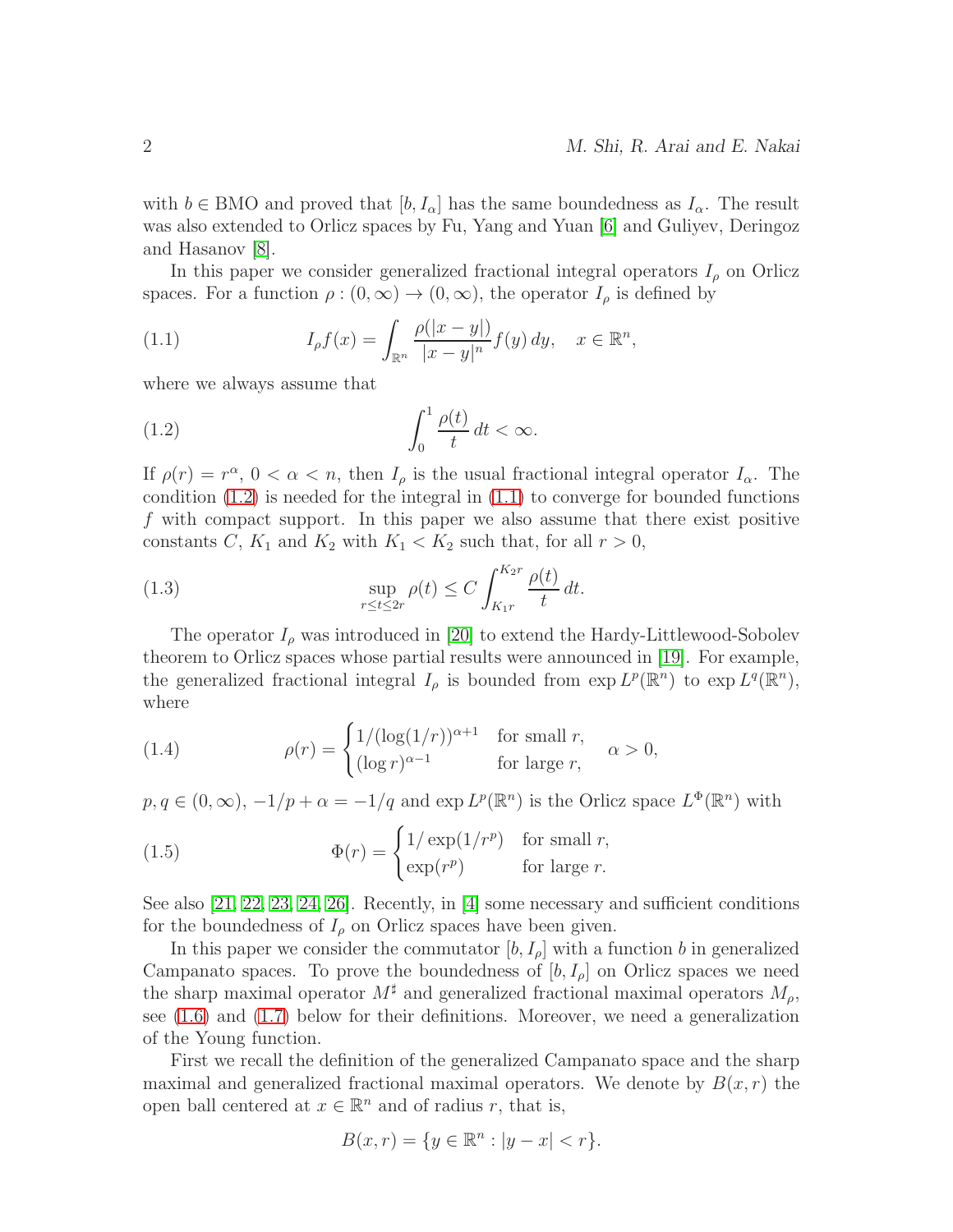with $b \in \mathrm{BMO}$ and proved that $[b, I_\alpha]$ has the same boundedness as $I_\alpha$. The result was also extended to Orlicz spaces by Fu, Yang and Yuan [6] and Guliyev, Deringoz and Hasanov [8].

In this paper we consider generalized fractional integral operators $I_\rho$ on Orlicz spaces. For a function $\rho : (0,\infty) \to (0,\infty)$, the operator $I_\rho$ is defined by

$$I_\rho f(x) = \int_{\mathbb{R}^n} \frac{\rho(|x-y|)}{|x-y|^n} f(y)\, dy, \quad x \in \mathbb{R}^n, \tag{1.1}$$

where we always assume that

$$\int_0^1 \frac{\rho(t)}{t}\, dt < \infty. \tag{1.2}$$

If $\rho(r) = r^\alpha$, $0 < \alpha < n$, then $I_\rho$ is the usual fractional integral operator $I_\alpha$. The condition (1.2) is needed for the integral in (1.1) to converge for bounded functions $f$ with compact support. In this paper we also assume that there exist positive constants $C$, $K_1$ and $K_2$ with $K_1 < K_2$ such that, for all $r > 0$,

$$\sup_{r \le t \le 2r} \rho(t) \le C \int_{K_1 r}^{K_2 r} \frac{\rho(t)}{t}\, dt. \tag{1.3}$$

The operator $I_\rho$ was introduced in [20] to extend the Hardy-Littlewood-Sobolev theorem to Orlicz spaces whose partial results were announced in [19]. For example, the generalized fractional integral $I_\rho$ is bounded from $\exp L^p(\mathbb{R}^n)$ to $\exp L^q(\mathbb{R}^n)$, where

$$\rho(r) = \begin{cases} 1/(\log(1/r))^{\alpha+1} & \text{for small } r, \\ (\log r)^{\alpha-1} & \text{for large } r, \end{cases} \quad \alpha > 0, \tag{1.4}$$

$p, q \in (0,\infty)$, $-1/p + \alpha = -1/q$ and $\exp L^p(\mathbb{R}^n)$ is the Orlicz space $L^\Phi(\mathbb{R}^n)$ with

$$\Phi(r) = \begin{cases} 1/\exp(1/r^p) & \text{for small } r, \\ \exp(r^p) & \text{for large } r. \end{cases} \tag{1.5}$$

See also [21, 22, 23, 24, 26]. Recently, in [4] some necessary and sufficient conditions for the boundedness of $I_\rho$ on Orlicz spaces have been given.

In this paper we consider the commutator $[b, I_\rho]$ with a function $b$ in generalized Campanato spaces. To prove the boundedness of $[b, I_\rho]$ on Orlicz spaces we need the sharp maximal operator $M^\sharp$ and generalized fractional maximal operators $M_\rho$, see (1.6) and (1.7) below for their definitions. Moreover, we need a generalization of the Young function.

First we recall the definition of the generalized Campanato space and the sharp maximal and generalized fractional maximal operators. We denote by $B(x, r)$ the open ball centered at $x \in \mathbb{R}^n$ and of radius $r$, that is,

$$B(x, r) = \{y \in \mathbb{R}^n : |y - x| < r\}.$$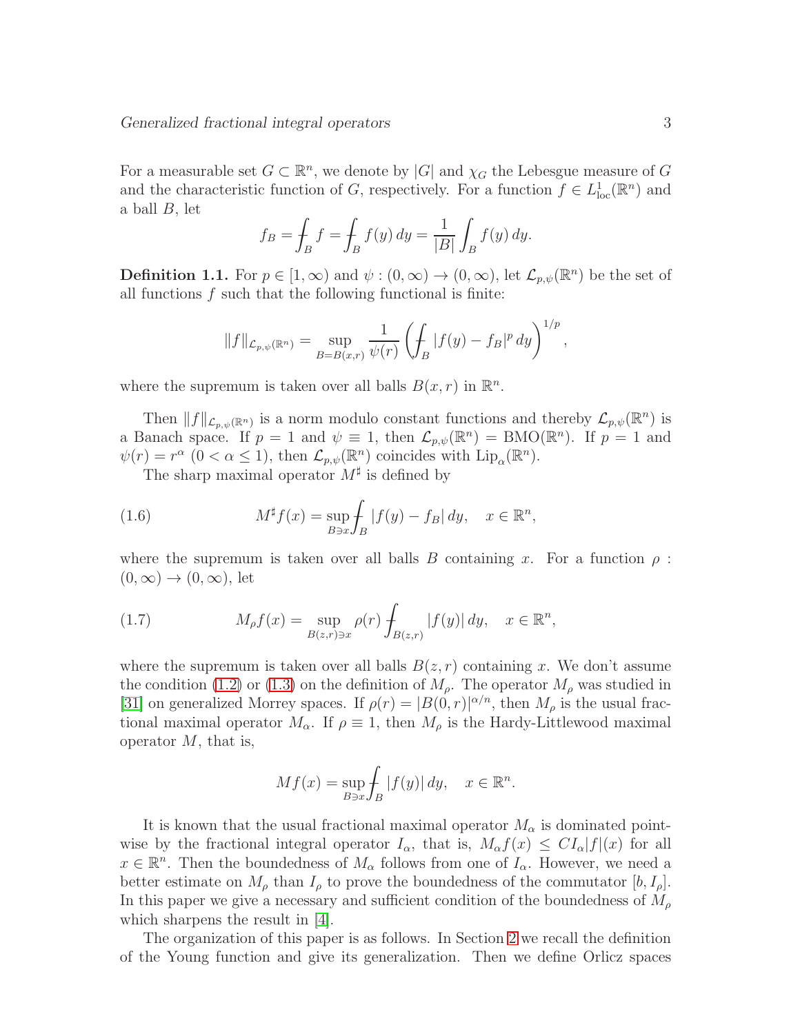For a measurable set $G \subset \mathbb{R}^n$, we denote by $|G|$ and $\chi_G$ the Lebesgue measure of $G$ and the characteristic function of $G$, respectively. For a function $f \in L^1_{\rm loc}(\mathbb{R}^n)$ and a ball $B$, let

$$f_B = \fint_B f = \fint_B f(y)\,dy = \frac{1}{|B|}\int_B f(y)\,dy.$$

**Definition 1.1.** For $p \in [1,\infty)$ and $\psi : (0,\infty) \to (0,\infty)$, let $\mathcal{L}_{p,\psi}(\mathbb{R}^n)$ be the set of all functions $f$ such that the following functional is finite:

$$\|f\|_{\mathcal{L}_{p,\psi}(\mathbb{R}^n)} = \sup_{B=B(x,r)} \frac{1}{\psi(r)} \left( \fint_B |f(y) - f_B|^p \, dy \right)^{1/p},$$

where the supremum is taken over all balls $B(x,r)$ in $\mathbb{R}^n$.

Then $\|f\|_{\mathcal{L}_{p,\psi}(\mathbb{R}^n)}$ is a norm modulo constant functions and thereby $\mathcal{L}_{p,\psi}(\mathbb{R}^n)$ is a Banach space. If $p = 1$ and $\psi \equiv 1$, then $\mathcal{L}_{p,\psi}(\mathbb{R}^n) = \mathrm{BMO}(\mathbb{R}^n)$. If $p = 1$ and $\psi(r) = r^\alpha$ $(0 < \alpha \le 1)$, then $\mathcal{L}_{p,\psi}(\mathbb{R}^n)$ coincides with $\mathrm{Lip}_\alpha(\mathbb{R}^n)$.

The sharp maximal operator $M^\sharp$ is defined by

$$M^\sharp f(x) = \sup_{B \ni x} \fint_B |f(y) - f_B| \, dy, \quad x \in \mathbb{R}^n, \tag{1.6}$$

where the supremum is taken over all balls $B$ containing $x$. For a function $\rho : (0,\infty) \to (0,\infty)$, let

$$M_\rho f(x) = \sup_{B(z,r) \ni x} \rho(r) \fint_{B(z,r)} |f(y)| \, dy, \quad x \in \mathbb{R}^n, \tag{1.7}$$

where the supremum is taken over all balls $B(z,r)$ containing $x$. We don't assume the condition (1.2) or (1.3) on the definition of $M_\rho$. The operator $M_\rho$ was studied in [31] on generalized Morrey spaces. If $\rho(r) = |B(0,r)|^{\alpha/n}$, then $M_\rho$ is the usual fractional maximal operator $M_\alpha$. If $\rho \equiv 1$, then $M_\rho$ is the Hardy-Littlewood maximal operator $M$, that is,

$$Mf(x) = \sup_{B \ni x} \fint_B |f(y)| \, dy, \quad x \in \mathbb{R}^n.$$

It is known that the usual fractional maximal operator $M_\alpha$ is dominated pointwise by the fractional integral operator $I_\alpha$, that is, $M_\alpha f(x) \le C I_\alpha |f|(x)$ for all $x \in \mathbb{R}^n$. Then the boundedness of $M_\alpha$ follows from one of $I_\alpha$. However, we need a better estimate on $M_\rho$ than $I_\rho$ to prove the boundedness of the commutator $[b, I_\rho]$. In this paper we give a necessary and sufficient condition of the boundedness of $M_\rho$ which sharpens the result in [4].

The organization of this paper is as follows. In Section 2 we recall the definition of the Young function and give its generalization. Then we define Orlicz spaces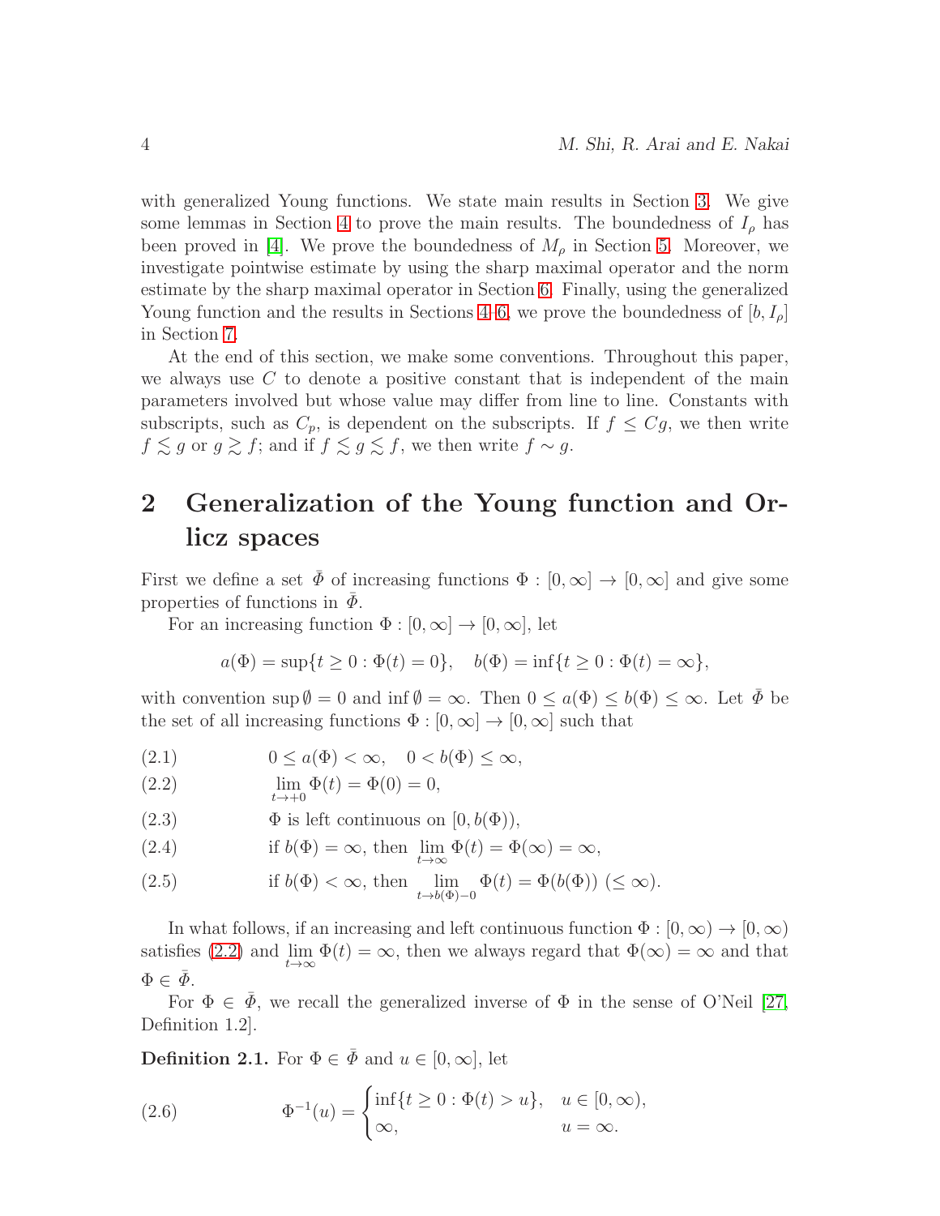with generalized Young functions. We state main results in Section 3. We give some lemmas in Section 4 to prove the main results. The boundedness of $I_\rho$ has been proved in [4]. We prove the boundedness of $M_\rho$ in Section 5. Moreover, we investigate pointwise estimate by using the sharp maximal operator and the norm estimate by the sharp maximal operator in Section 6. Finally, using the generalized Young function and the results in Sections 4–6, we prove the boundedness of $[b, I_\rho]$ in Section 7.

At the end of this section, we make some conventions. Throughout this paper, we always use $C$ to denote a positive constant that is independent of the main parameters involved but whose value may differ from line to line. Constants with subscripts, such as $C_p$, is dependent on the subscripts. If $f \le Cg$, we then write $f \lesssim g$ or $g \gtrsim f$; and if $f \lesssim g \lesssim f$, we then write $f \sim g$.

## 2 Generalization of the Young function and Orlicz spaces

First we define a set $\bar{\Phi}$ of increasing functions $\Phi : [0,\infty] \to [0,\infty]$ and give some properties of functions in $\bar{\Phi}$.

For an increasing function $\Phi : [0,\infty] \to [0,\infty]$, let

$$a(\Phi) = \sup\{t \ge 0 : \Phi(t) = 0\}, \quad b(\Phi) = \inf\{t \ge 0 : \Phi(t) = \infty\},$$

with convention $\sup \emptyset = 0$ and $\inf \emptyset = \infty$. Then $0 \le a(\Phi) \le b(\Phi) \le \infty$. Let $\bar{\Phi}$ be the set of all increasing functions $\Phi : [0,\infty] \to [0,\infty]$ such that

$$0 \le a(\Phi) < \infty, \quad 0 < b(\Phi) \le \infty, \tag{2.1}$$

$$\lim_{t\to+0} \Phi(t) = \Phi(0) = 0, \tag{2.2}$$

$$\Phi \text{ is left continuous on } [0, b(\Phi)), \tag{2.3}$$

$$\text{if } b(\Phi) = \infty, \text{ then } \lim_{t\to\infty} \Phi(t) = \Phi(\infty) = \infty, \tag{2.4}$$

$$\text{if } b(\Phi) < \infty, \text{ then } \lim_{t\to b(\Phi)-0} \Phi(t) = \Phi(b(\Phi)) \ (\le \infty). \tag{2.5}$$

In what follows, if an increasing and left continuous function $\Phi : [0,\infty) \to [0,\infty)$ satisfies (2.2) and $\lim_{t\to\infty} \Phi(t) = \infty$, then we always regard that $\Phi(\infty) = \infty$ and that $\Phi \in \bar{\Phi}$.

For $\Phi \in \bar{\Phi}$, we recall the generalized inverse of $\Phi$ in the sense of O'Neil [27, Definition 1.2].

**Definition 2.1.** For $\Phi \in \bar{\Phi}$ and $u \in [0,\infty]$, let

$$\Phi^{-1}(u) = \begin{cases} \inf\{t \ge 0 : \Phi(t) > u\}, & u \in [0,\infty), \\ \infty, & u = \infty. \end{cases} \tag{2.6}$$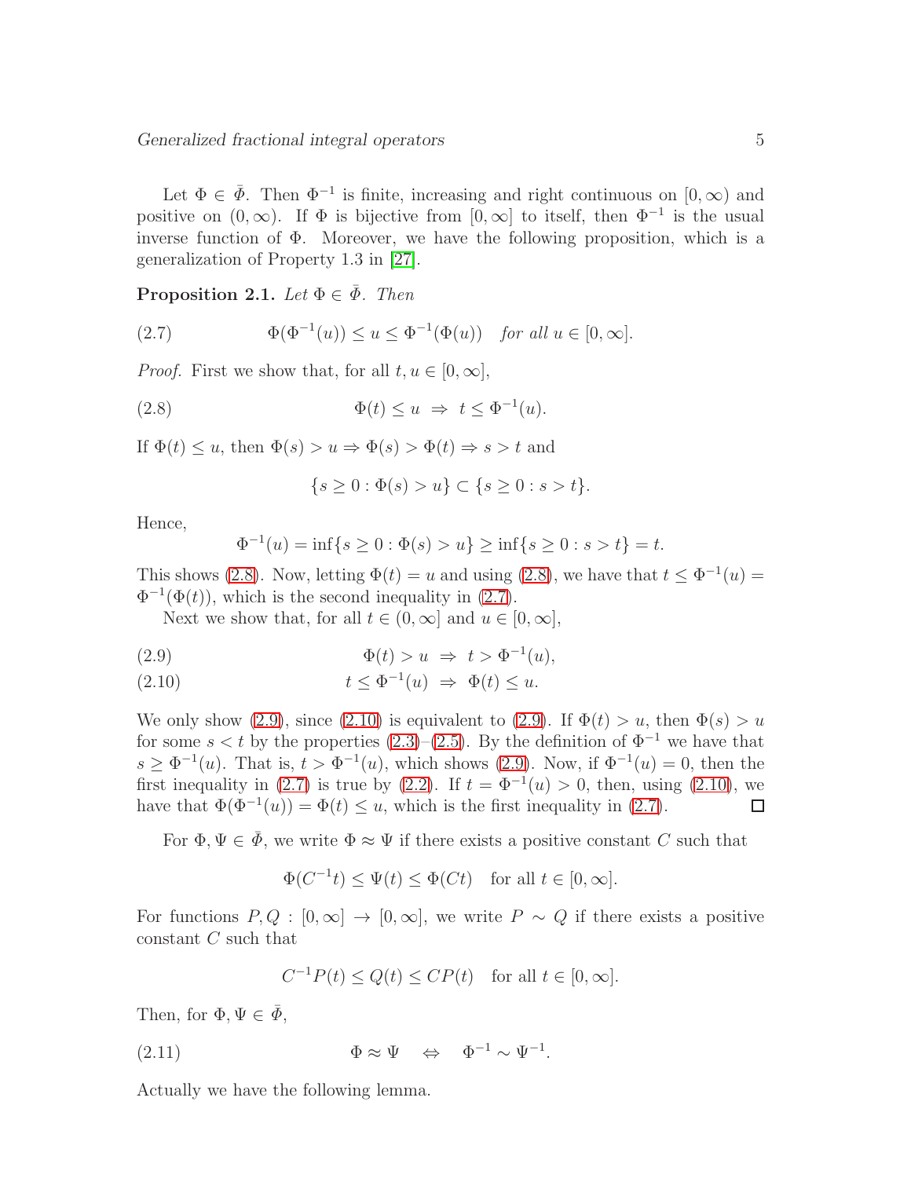Let $\Phi \in \bar{\Phi}$. Then $\Phi^{-1}$ is finite, increasing and right continuous on $[0,\infty)$ and positive on $(0,\infty)$. If $\Phi$ is bijective from $[0,\infty]$ to itself, then $\Phi^{-1}$ is the usual inverse function of $\Phi$. Moreover, we have the following proposition, which is a generalization of Property 1.3 in [27].

**Proposition 2.1.** *Let $\Phi \in \bar{\Phi}$. Then*

$$\Phi(\Phi^{-1}(u)) \le u \le \Phi^{-1}(\Phi(u)) \quad \text{for all } u \in [0,\infty]. \tag{2.7}$$

*Proof.* First we show that, for all $t, u \in [0,\infty]$,

$$\Phi(t) \le u \ \Rightarrow \ t \le \Phi^{-1}(u). \tag{2.8}$$

If $\Phi(t) \le u$, then $\Phi(s) > u \Rightarrow \Phi(s) > \Phi(t) \Rightarrow s > t$ and

$$\{s \ge 0 : \Phi(s) > u\} \subset \{s \ge 0 : s > t\}.$$

Hence,

$$\Phi^{-1}(u) = \inf\{s \ge 0 : \Phi(s) > u\} \ge \inf\{s \ge 0 : s > t\} = t.$$

This shows (2.8). Now, letting $\Phi(t) = u$ and using (2.8), we have that $t \le \Phi^{-1}(u) = \Phi^{-1}(\Phi(t))$, which is the second inequality in (2.7).

Next we show that, for all $t \in (0,\infty]$ and $u \in [0,\infty]$,

$$\Phi(t) > u \ \Rightarrow \ t > \Phi^{-1}(u), \tag{2.9}$$

$$t \le \Phi^{-1}(u) \ \Rightarrow \ \Phi(t) \le u. \tag{2.10}$$

We only show (2.9), since (2.10) is equivalent to (2.9). If $\Phi(t) > u$, then $\Phi(s) > u$ for some $s < t$ by the properties (2.3)–(2.5). By the definition of $\Phi^{-1}$ we have that $s \ge \Phi^{-1}(u)$. That is, $t > \Phi^{-1}(u)$, which shows (2.9). Now, if $\Phi^{-1}(u) = 0$, then the first inequality in (2.7) is true by (2.2). If $t = \Phi^{-1}(u) > 0$, then, using (2.10), we have that $\Phi(\Phi^{-1}(u)) = \Phi(t) \le u$, which is the first inequality in (2.7). $\square$

For $\Phi, \Psi \in \bar{\Phi}$, we write $\Phi \approx \Psi$ if there exists a positive constant $C$ such that

$$\Phi(C^{-1}t) \le \Psi(t) \le \Phi(Ct) \quad \text{for all } t \in [0,\infty].$$

For functions $P, Q : [0,\infty] \to [0,\infty]$, we write $P \sim Q$ if there exists a positive constant $C$ such that

$$C^{-1}P(t) \le Q(t) \le CP(t) \quad \text{for all } t \in [0,\infty].$$

Then, for $\Phi, \Psi \in \bar{\Phi}$,

$$\Phi \approx \Psi \quad \Leftrightarrow \quad \Phi^{-1} \sim \Psi^{-1}. \tag{2.11}$$

Actually we have the following lemma.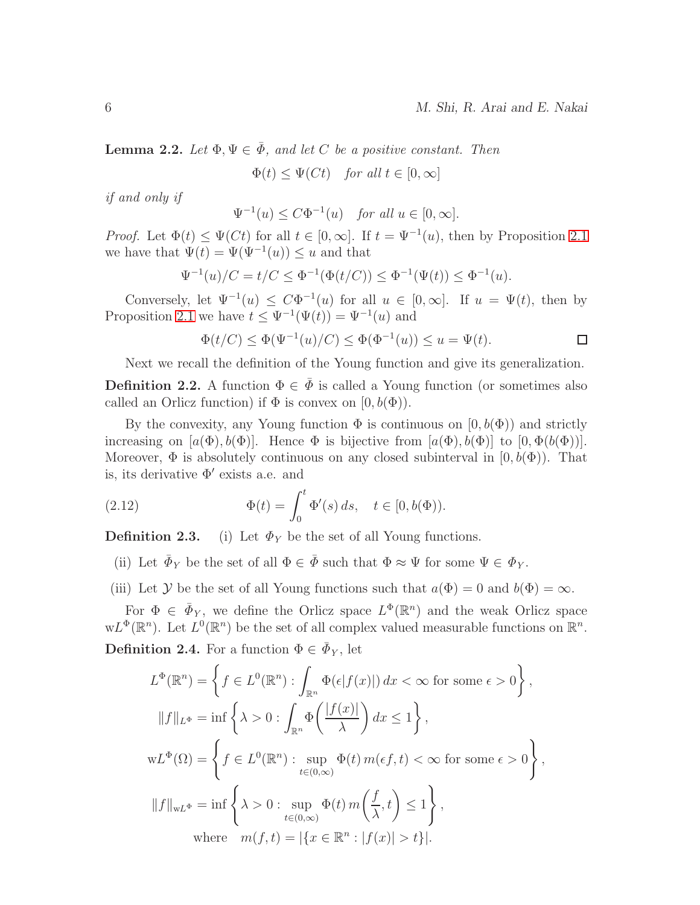**Lemma 2.2.** *Let $\Phi, \Psi \in \bar{\Phi}$, and let $C$ be a positive constant. Then*

$$\Phi(t) \le \Psi(Ct) \quad \text{for all } t \in [0, \infty]$$

*if and only if*

$$\Psi^{-1}(u) \le C\Phi^{-1}(u) \quad \text{for all } u \in [0, \infty].$$

*Proof.* Let $\Phi(t) \le \Psi(Ct)$ for all $t \in [0, \infty]$. If $t = \Psi^{-1}(u)$, then by Proposition 2.1 we have that $\Psi(t) = \Psi(\Psi^{-1}(u)) \le u$ and that

$$\Psi^{-1}(u)/C = t/C \le \Phi^{-1}(\Phi(t/C)) \le \Phi^{-1}(\Psi(t)) \le \Phi^{-1}(u).$$

Conversely, let $\Psi^{-1}(u) \le C\Phi^{-1}(u)$ for all $u \in [0, \infty]$. If $u = \Psi(t)$, then by Proposition 2.1 we have $t \le \Psi^{-1}(\Psi(t)) = \Psi^{-1}(u)$ and

$$\Phi(t/C) \le \Phi(\Psi^{-1}(u)/C) \le \Phi(\Phi^{-1}(u)) \le u = \Psi(t). \qquad \square$$

Next we recall the definition of the Young function and give its generalization.

**Definition 2.2.** A function $\Phi \in \bar{\Phi}$ is called a Young function (or sometimes also called an Orlicz function) if $\Phi$ is convex on $[0, b(\Phi))$.

By the convexity, any Young function $\Phi$ is continuous on $[0, b(\Phi))$ and strictly increasing on $[a(\Phi), b(\Phi)]$. Hence $\Phi$ is bijective from $[a(\Phi), b(\Phi)]$ to $[0, \Phi(b(\Phi))]$. Moreover, $\Phi$ is absolutely continuous on any closed subinterval in $[0, b(\Phi))$. That is, its derivative $\Phi'$ exists a.e. and

$$\Phi(t) = \int_0^t \Phi'(s)\, ds, \quad t \in [0, b(\Phi)). \tag{2.12}$$

**Definition 2.3.** (i) Let $\Phi_Y$ be the set of all Young functions.

(ii) Let $\bar{\Phi}_Y$ be the set of all $\Phi \in \bar{\Phi}$ such that $\Phi \approx \Psi$ for some $\Psi \in \Phi_Y$.

(iii) Let $\mathcal{Y}$ be the set of all Young functions such that $a(\Phi) = 0$ and $b(\Phi) = \infty$.

For $\Phi \in \bar{\Phi}_Y$, we define the Orlicz space $L^\Phi(\mathbb{R}^n)$ and the weak Orlicz space $\mathrm{w}L^\Phi(\mathbb{R}^n)$. Let $L^0(\mathbb{R}^n)$ be the set of all complex valued measurable functions on $\mathbb{R}^n$.

**Definition 2.4.** For a function $\Phi \in \bar{\Phi}_Y$, let

$$L^\Phi(\mathbb{R}^n) = \left\{ f \in L^0(\mathbb{R}^n) : \int_{\mathbb{R}^n} \Phi(\epsilon|f(x)|)\, dx < \infty \text{ for some } \epsilon > 0 \right\},$$

$$\|f\|_{L^\Phi} = \inf\left\{ \lambda > 0 : \int_{\mathbb{R}^n} \Phi\left(\frac{|f(x)|}{\lambda}\right) dx \le 1 \right\},$$

$$\mathrm{w}L^\Phi(\Omega) = \left\{ f \in L^0(\mathbb{R}^n) : \sup_{t \in (0,\infty)} \Phi(t)\, m(\epsilon f, t) < \infty \text{ for some } \epsilon > 0 \right\},$$

$$\|f\|_{\mathrm{w}L^\Phi} = \inf\left\{ \lambda > 0 : \sup_{t \in (0,\infty)} \Phi(t)\, m\left(\frac{f}{\lambda}, t\right) \le 1 \right\},$$

$$\text{where} \quad m(f,t) = |\{x \in \mathbb{R}^n : |f(x)| > t\}|.$$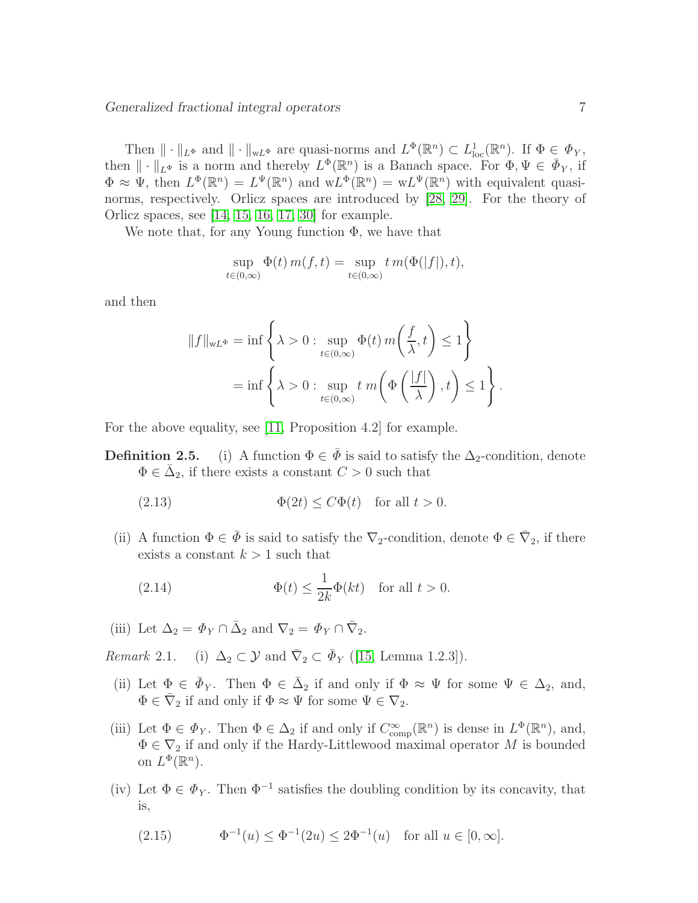Then $\|\cdot\|_{L^\Phi}$ and $\|\cdot\|_{\mathrm{w}L^\Phi}$ are quasi-norms and $L^\Phi(\mathbb{R}^n) \subset L^1_{\mathrm{loc}}(\mathbb{R}^n)$. If $\Phi \in \mathit{\Phi}_Y$, then $\|\cdot\|_{L^\Phi}$ is a norm and thereby $L^\Phi(\mathbb{R}^n)$ is a Banach space. For $\Phi, \Psi \in \bar{\mathit{\Phi}}_Y$, if $\Phi \approx \Psi$, then $L^\Phi(\mathbb{R}^n) = L^\Psi(\mathbb{R}^n)$ and $\mathrm{w}L^\Phi(\mathbb{R}^n) = \mathrm{w}L^\Psi(\mathbb{R}^n)$ with equivalent quasi-norms, respectively. Orlicz spaces are introduced by [28, 29]. For the theory of Orlicz spaces, see [14, 15, 16, 17, 30] for example.

We note that, for any Young function $\Phi$, we have that

$$\sup_{t \in (0,\infty)} \Phi(t)\, m(f,t) = \sup_{t \in (0,\infty)} t\, m(\Phi(|f|), t),$$

and then

$$\begin{aligned}
\|f\|_{\mathrm{w}L^\Phi} &= \inf\left\{\lambda > 0 : \sup_{t \in (0,\infty)} \Phi(t)\, m\!\left(\frac{f}{\lambda}, t\right) \le 1\right\} \\
&= \inf\left\{\lambda > 0 : \sup_{t \in (0,\infty)} t\, m\!\left(\Phi\left(\frac{|f|}{\lambda}\right), t\right) \le 1\right\}.
\end{aligned}$$

For the above equality, see [11, Proposition 4.2] for example.

**Definition 2.5.** (i) A function $\Phi \in \bar{\mathit{\Phi}}$ is said to satisfy the $\Delta_2$-condition, denote $\Phi \in \bar{\Delta}_2$, if there exists a constant $C > 0$ such that

$$\Phi(2t) \le C\Phi(t) \quad \text{for all } t > 0. \tag{2.13}$$

(ii) A function $\Phi \in \bar{\mathit{\Phi}}$ is said to satisfy the $\nabla_2$-condition, denote $\Phi \in \bar{\nabla}_2$, if there exists a constant $k > 1$ such that

$$\Phi(t) \le \frac{1}{2k}\Phi(kt) \quad \text{for all } t > 0. \tag{2.14}$$

(iii) Let $\Delta_2 = \mathit{\Phi}_Y \cap \bar{\Delta}_2$ and $\nabla_2 = \mathit{\Phi}_Y \cap \bar{\nabla}_2$.

*Remark* 2.1. (i) $\Delta_2 \subset \mathcal{Y}$ and $\bar{\nabla}_2 \subset \bar{\mathit{\Phi}}_Y$ ([15, Lemma 1.2.3]).

(ii) Let $\Phi \in \bar{\mathit{\Phi}}_Y$. Then $\Phi \in \bar{\Delta}_2$ if and only if $\Phi \approx \Psi$ for some $\Psi \in \Delta_2$, and, $\Phi \in \bar{\nabla}_2$ if and only if $\Phi \approx \Psi$ for some $\Psi \in \nabla_2$.

(iii) Let $\Phi \in \mathit{\Phi}_Y$. Then $\Phi \in \Delta_2$ if and only if $C^\infty_{\mathrm{comp}}(\mathbb{R}^n)$ is dense in $L^\Phi(\mathbb{R}^n)$, and, $\Phi \in \nabla_2$ if and only if the Hardy-Littlewood maximal operator $M$ is bounded on $L^\Phi(\mathbb{R}^n)$.

(iv) Let $\Phi \in \mathit{\Phi}_Y$. Then $\Phi^{-1}$ satisfies the doubling condition by its concavity, that is,

$$\Phi^{-1}(u) \le \Phi^{-1}(2u) \le 2\Phi^{-1}(u) \quad \text{for all } u \in [0,\infty]. \tag{2.15}$$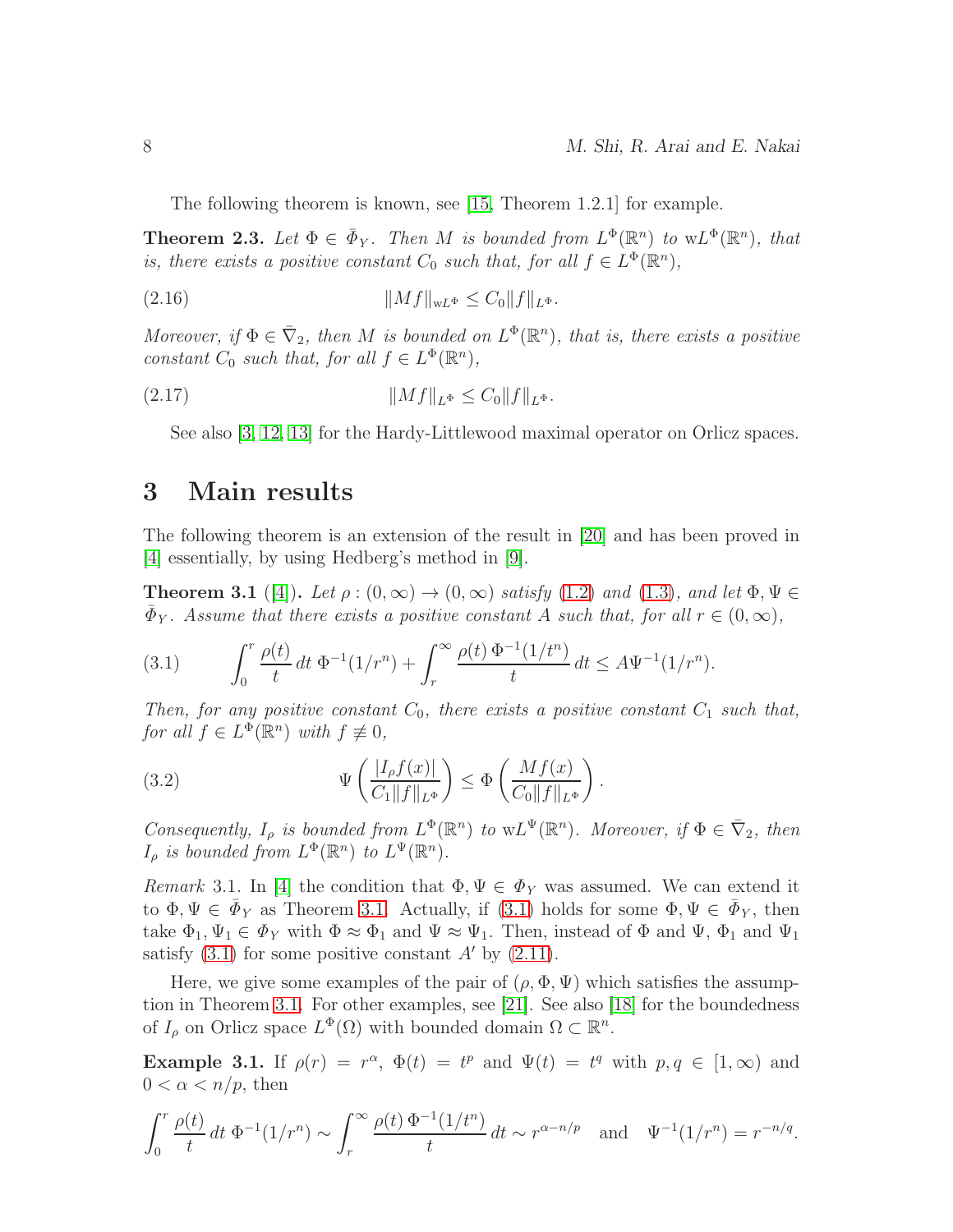The following theorem is known, see [15, Theorem 1.2.1] for example.

**Theorem 2.3.** *Let $\Phi \in \bar{\Phi}_Y$. Then $M$ is bounded from $L^\Phi(\mathbb{R}^n)$ to $\mathrm{w}L^\Phi(\mathbb{R}^n)$, that is, there exists a positive constant $C_0$ such that, for all $f \in L^\Phi(\mathbb{R}^n)$,*

$$\|Mf\|_{\mathrm{w}L^\Phi} \le C_0 \|f\|_{L^\Phi}. \tag{2.16}$$

*Moreover, if $\Phi \in \bar{\nabla}_2$, then $M$ is bounded on $L^\Phi(\mathbb{R}^n)$, that is, there exists a positive constant $C_0$ such that, for all $f \in L^\Phi(\mathbb{R}^n)$,*

$$\|Mf\|_{L^\Phi} \le C_0 \|f\|_{L^\Phi}. \tag{2.17}$$

See also [3, 12, 13] for the Hardy-Littlewood maximal operator on Orlicz spaces.

# 3 Main results

The following theorem is an extension of the result in [20] and has been proved in [4] essentially, by using Hedberg's method in [9].

**Theorem 3.1** ([4]). *Let $\rho : (0,\infty) \to (0,\infty)$ satisfy (1.2) and (1.3), and let $\Phi, \Psi \in \bar{\Phi}_Y$. Assume that there exists a positive constant $A$ such that, for all $r \in (0,\infty)$,*

$$\int_0^r \frac{\rho(t)}{t}\,dt\, \Phi^{-1}(1/r^n) + \int_r^\infty \frac{\rho(t)\,\Phi^{-1}(1/t^n)}{t}\,dt \le A\Psi^{-1}(1/r^n). \tag{3.1}$$

*Then, for any positive constant $C_0$, there exists a positive constant $C_1$ such that, for all $f \in L^\Phi(\mathbb{R}^n)$ with $f \not\equiv 0$,*

$$\Psi\left(\frac{|I_\rho f(x)|}{C_1\|f\|_{L^\Phi}}\right) \le \Phi\left(\frac{Mf(x)}{C_0\|f\|_{L^\Phi}}\right). \tag{3.2}$$

*Consequently, $I_\rho$ is bounded from $L^\Phi(\mathbb{R}^n)$ to $\mathrm{w}L^\Psi(\mathbb{R}^n)$. Moreover, if $\Phi \in \bar{\nabla}_2$, then $I_\rho$ is bounded from $L^\Phi(\mathbb{R}^n)$ to $L^\Psi(\mathbb{R}^n)$.*

*Remark* 3.1. In [4] the condition that $\Phi, \Psi \in \Phi_Y$ was assumed. We can extend it to $\Phi, \Psi \in \bar{\Phi}_Y$ as Theorem 3.1. Actually, if (3.1) holds for some $\Phi, \Psi \in \bar{\Phi}_Y$, then take $\Phi_1, \Psi_1 \in \Phi_Y$ with $\Phi \approx \Phi_1$ and $\Psi \approx \Psi_1$. Then, instead of $\Phi$ and $\Psi$, $\Phi_1$ and $\Psi_1$ satisfy (3.1) for some positive constant $A'$ by (2.11).

Here, we give some examples of the pair of $(\rho, \Phi, \Psi)$ which satisfies the assumption in Theorem 3.1. For other examples, see [21]. See also [18] for the boundedness of $I_\rho$ on Orlicz space $L^\Phi(\Omega)$ with bounded domain $\Omega \subset \mathbb{R}^n$.

**Example 3.1.** If $\rho(r) = r^\alpha$, $\Phi(t) = t^p$ and $\Psi(t) = t^q$ with $p, q \in [1,\infty)$ and $0 < \alpha < n/p$, then

$$\int_0^r \frac{\rho(t)}{t}\,dt\, \Phi^{-1}(1/r^n) \sim \int_r^\infty \frac{\rho(t)\,\Phi^{-1}(1/t^n)}{t}\,dt \sim r^{\alpha - n/p} \quad \text{and} \quad \Psi^{-1}(1/r^n) = r^{-n/q}.$$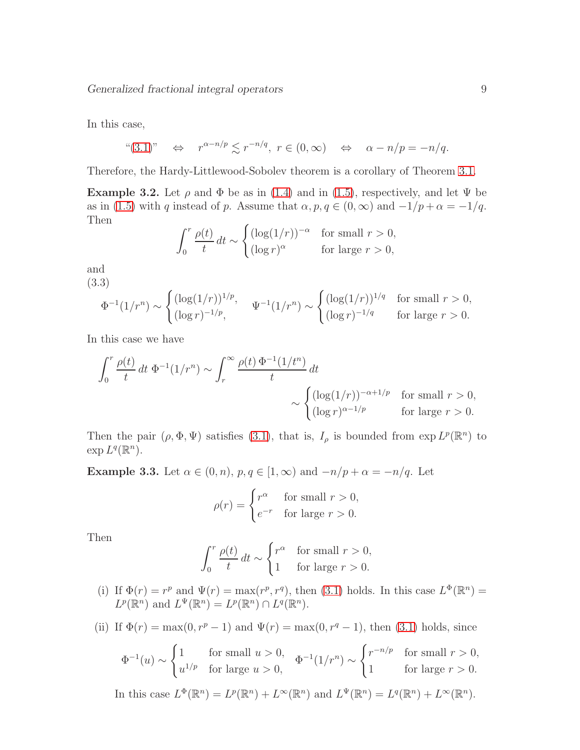In this case,

$$\text{“(3.1)”} \quad \Leftrightarrow \quad r^{\alpha-n/p} \lesssim r^{-n/q},\ r \in (0,\infty) \quad \Leftrightarrow \quad \alpha - n/p = -n/q.$$

Therefore, the Hardy-Littlewood-Sobolev theorem is a corollary of Theorem 3.1.

**Example 3.2.** Let $\rho$ and $\Phi$ be as in (1.4) and in (1.5), respectively, and let $\Psi$ be as in (1.5) with $q$ instead of $p$. Assume that $\alpha, p, q \in (0,\infty)$ and $-1/p + \alpha = -1/q$. Then

$$\int_0^r \frac{\rho(t)}{t}\,dt \sim \begin{cases} (\log(1/r))^{-\alpha} & \text{for small } r>0, \\ (\log r)^{\alpha} & \text{for large } r>0, \end{cases}$$

and

(3.3)
$$\Phi^{-1}(1/r^n) \sim \begin{cases} (\log(1/r))^{1/p}, \\ (\log r)^{-1/p}, \end{cases} \quad \Psi^{-1}(1/r^n) \sim \begin{cases} (\log(1/r))^{1/q} & \text{for small } r>0, \\ (\log r)^{-1/q} & \text{for large } r>0. \end{cases}$$

In this case we have

$$\begin{aligned} \int_0^r \frac{\rho(t)}{t}\,dt\ \Phi^{-1}(1/r^n) &\sim \int_r^\infty \frac{\rho(t)\,\Phi^{-1}(1/t^n)}{t}\,dt \\ &\sim \begin{cases} (\log(1/r))^{-\alpha+1/p} & \text{for small } r>0, \\ (\log r)^{\alpha-1/p} & \text{for large } r>0. \end{cases} \end{aligned}$$

Then the pair $(\rho,\Phi,\Psi)$ satisfies (3.1), that is, $I_\rho$ is bounded from $\exp L^p(\mathbb{R}^n)$ to $\exp L^q(\mathbb{R}^n)$.

**Example 3.3.** Let $\alpha \in (0,n)$, $p,q \in [1,\infty)$ and $-n/p+\alpha = -n/q$. Let

$$\rho(r) = \begin{cases} r^\alpha & \text{for small } r>0, \\ e^{-r} & \text{for large } r>0. \end{cases}$$

Then

$$\int_0^r \frac{\rho(t)}{t}\,dt \sim \begin{cases} r^\alpha & \text{for small } r>0, \\ 1 & \text{for large } r>0. \end{cases}$$

(i) If $\Phi(r) = r^p$ and $\Psi(r) = \max(r^p, r^q)$, then (3.1) holds. In this case $L^\Phi(\mathbb{R}^n) = L^p(\mathbb{R}^n)$ and $L^\Psi(\mathbb{R}^n) = L^p(\mathbb{R}^n) \cap L^q(\mathbb{R}^n)$.

(ii) If $\Phi(r) = \max(0, r^p - 1)$ and $\Psi(r) = \max(0, r^q - 1)$, then (3.1) holds, since

$$\Phi^{-1}(u) \sim \begin{cases} 1 & \text{for small } u>0, \\ u^{1/p} & \text{for large } u>0, \end{cases} \quad \Phi^{-1}(1/r^n) \sim \begin{cases} r^{-n/p} & \text{for small } r>0, \\ 1 & \text{for large } r>0. \end{cases}$$

In this case $L^\Phi(\mathbb{R}^n) = L^p(\mathbb{R}^n) + L^\infty(\mathbb{R}^n)$ and $L^\Psi(\mathbb{R}^n) = L^q(\mathbb{R}^n) + L^\infty(\mathbb{R}^n)$.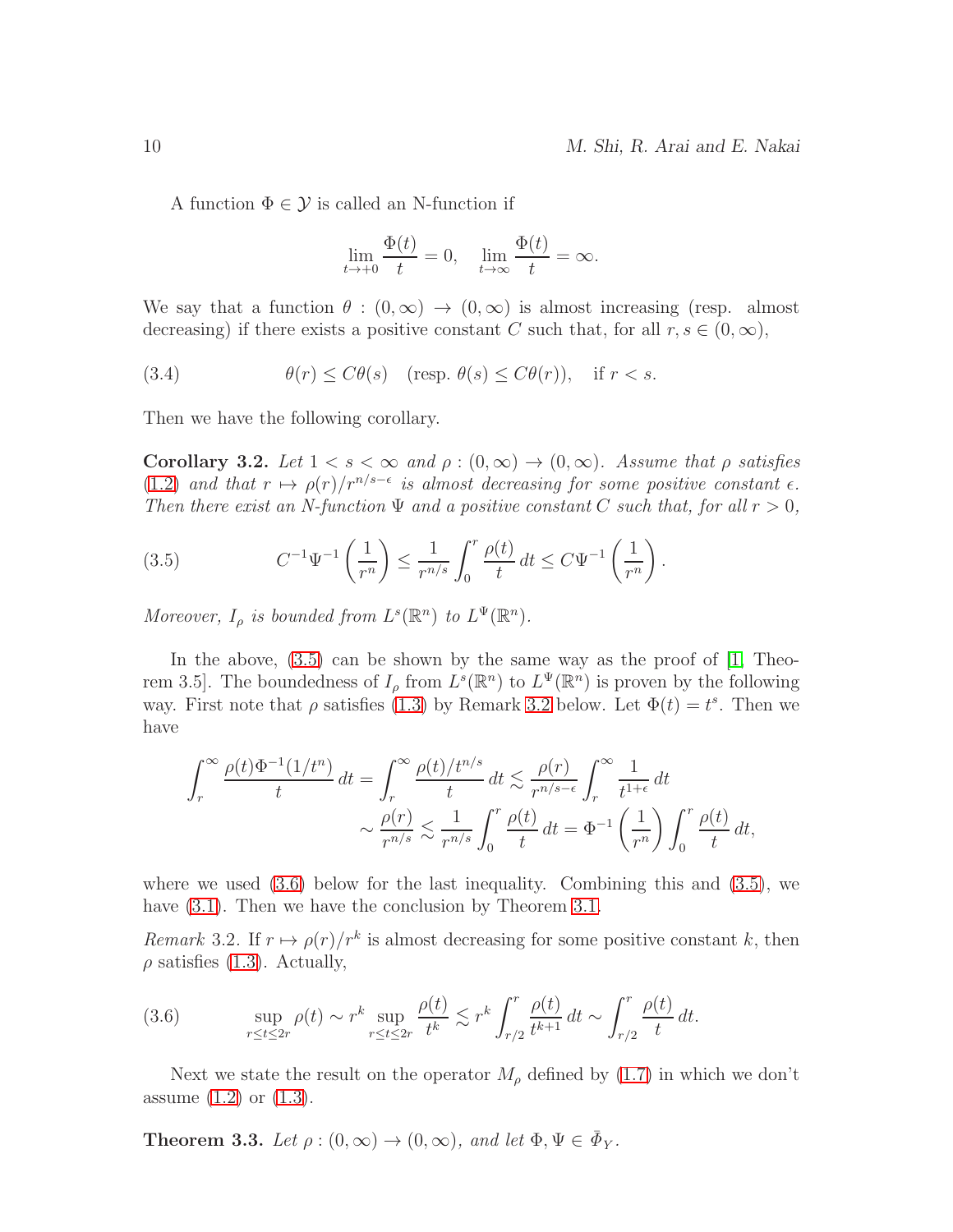A function $\Phi \in \mathcal{Y}$ is called an N-function if

$$\lim_{t\to+0} \frac{\Phi(t)}{t} = 0, \quad \lim_{t\to\infty} \frac{\Phi(t)}{t} = \infty.$$

We say that a function $\theta : (0,\infty) \to (0,\infty)$ is almost increasing (resp. almost decreasing) if there exists a positive constant $C$ such that, for all $r, s \in (0,\infty)$,

$$\theta(r) \le C\theta(s) \quad (\text{resp. } \theta(s) \le C\theta(r)), \quad \text{if } r < s. \tag{3.4}$$

Then we have the following corollary.

**Corollary 3.2.** *Let $1 < s < \infty$ and $\rho : (0,\infty) \to (0,\infty)$. Assume that $\rho$ satisfies (1.2) and that $r \mapsto \rho(r)/r^{n/s-\epsilon}$ is almost decreasing for some positive constant $\epsilon$. Then there exist an N-function $\Psi$ and a positive constant $C$ such that, for all $r > 0$,*

$$C^{-1}\Psi^{-1}\left(\frac{1}{r^n}\right) \le \frac{1}{r^{n/s}} \int_0^r \frac{\rho(t)}{t}\,dt \le C\Psi^{-1}\left(\frac{1}{r^n}\right). \tag{3.5}$$

*Moreover, $I_\rho$ is bounded from $L^s(\mathbb{R}^n)$ to $L^\Psi(\mathbb{R}^n)$.*

In the above, (3.5) can be shown by the same way as the proof of [1, Theorem 3.5]. The boundedness of $I_\rho$ from $L^s(\mathbb{R}^n)$ to $L^\Psi(\mathbb{R}^n)$ is proven by the following way. First note that $\rho$ satisfies (1.3) by Remark 3.2 below. Let $\Phi(t) = t^s$. Then we have

$$\begin{aligned}
\int_r^\infty \frac{\rho(t)\Phi^{-1}(1/t^n)}{t}\,dt &= \int_r^\infty \frac{\rho(t)/t^{n/s}}{t}\,dt \lesssim \frac{\rho(r)}{r^{n/s-\epsilon}} \int_r^\infty \frac{1}{t^{1+\epsilon}}\,dt \\
&\sim \frac{\rho(r)}{r^{n/s}} \lesssim \frac{1}{r^{n/s}} \int_0^r \frac{\rho(t)}{t}\,dt = \Phi^{-1}\left(\frac{1}{r^n}\right) \int_0^r \frac{\rho(t)}{t}\,dt,
\end{aligned}$$

where we used (3.6) below for the last inequality. Combining this and (3.5), we have (3.1). Then we have the conclusion by Theorem 3.1.

*Remark* 3.2. If $r \mapsto \rho(r)/r^k$ is almost decreasing for some positive constant $k$, then $\rho$ satisfies (1.3). Actually,

$$\sup_{r\le t\le 2r} \rho(t) \sim r^k \sup_{r\le t\le 2r} \frac{\rho(t)}{t^k} \lesssim r^k \int_{r/2}^r \frac{\rho(t)}{t^{k+1}}\,dt \sim \int_{r/2}^r \frac{\rho(t)}{t}\,dt. \tag{3.6}$$

Next we state the result on the operator $M_\rho$ defined by (1.7) in which we don't assume (1.2) or (1.3).

**Theorem 3.3.** *Let $\rho : (0,\infty) \to (0,\infty)$, and let $\Phi, \Psi \in \bar{\Phi}_Y$.*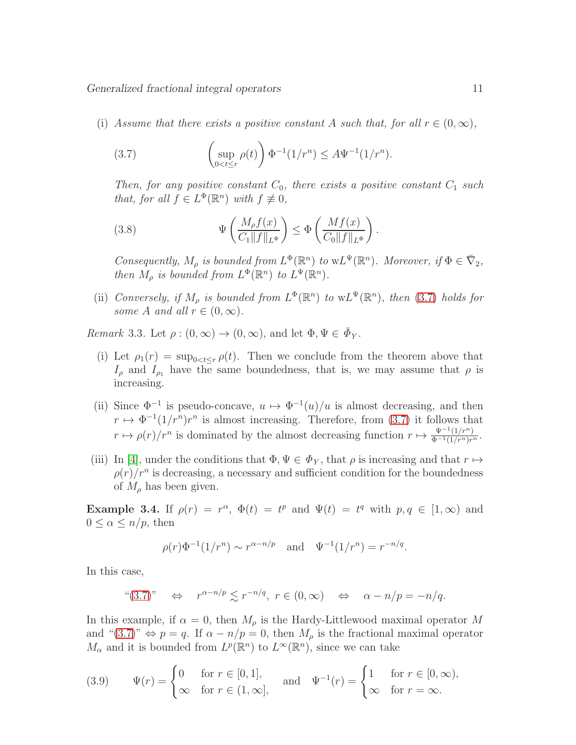(i) *Assume that there exists a positive constant $A$ such that, for all $r \in (0,\infty)$,*

$$\left(\sup_{0<t\le r}\rho(t)\right)\Phi^{-1}(1/r^n) \le A\Psi^{-1}(1/r^n). \tag{3.7}$$

*Then, for any positive constant $C_0$, there exists a positive constant $C_1$ such that, for all $f \in L^\Phi(\mathbb{R}^n)$ with $f \not\equiv 0$,*

$$\Psi\left(\frac{M_\rho f(x)}{C_1\|f\|_{L^\Phi}}\right) \le \Phi\left(\frac{Mf(x)}{C_0\|f\|_{L^\Phi}}\right). \tag{3.8}$$

*Consequently, $M_\rho$ is bounded from $L^\Phi(\mathbb{R}^n)$ to $\mathrm{w}L^\Psi(\mathbb{R}^n)$. Moreover, if $\Phi \in \bar{\nabla}_2$, then $M_\rho$ is bounded from $L^\Phi(\mathbb{R}^n)$ to $L^\Psi(\mathbb{R}^n)$.*

(ii) *Conversely, if $M_\rho$ is bounded from $L^\Phi(\mathbb{R}^n)$ to $\mathrm{w}L^\Psi(\mathbb{R}^n)$, then (3.7) holds for some $A$ and all $r \in (0,\infty)$.*

*Remark* 3.3. Let $\rho : (0,\infty) \to (0,\infty)$, and let $\Phi, \Psi \in \bar{\mathit{\Phi}}_Y$.

(i) Let $\rho_1(r) = \sup_{0<t\le r}\rho(t)$. Then we conclude from the theorem above that $I_\rho$ and $I_{\rho_1}$ have the same boundedness, that is, we may assume that $\rho$ is increasing.

(ii) Since $\Phi^{-1}$ is pseudo-concave, $u \mapsto \Phi^{-1}(u)/u$ is almost decreasing, and then $r \mapsto \Phi^{-1}(1/r^n)r^n$ is almost increasing. Therefore, from (3.7) it follows that $r \mapsto \rho(r)/r^n$ is dominated by the almost decreasing function $r \mapsto \frac{\Psi^{-1}(1/r^n)}{\Phi^{-1}(1/r^n)r^n}$.

(iii) In [4], under the conditions that $\Phi, \Psi \in \mathit{\Phi}_Y$, that $\rho$ is increasing and that $r \mapsto \rho(r)/r^n$ is decreasing, a necessary and sufficient condition for the boundedness of $M_\rho$ has been given.

**Example 3.4.** If $\rho(r) = r^\alpha$, $\Phi(t) = t^p$ and $\Psi(t) = t^q$ with $p, q \in [1,\infty)$ and $0 \le \alpha \le n/p$, then

$$\rho(r)\Phi^{-1}(1/r^n) \sim r^{\alpha - n/p} \quad \text{and} \quad \Psi^{-1}(1/r^n) = r^{-n/q}.$$

In this case,

$$\text{“(3.7)”} \quad \Leftrightarrow \quad r^{\alpha-n/p} \lesssim r^{-n/q},\ r \in (0,\infty) \quad \Leftrightarrow \quad \alpha - n/p = -n/q.$$

In this example, if $\alpha = 0$, then $M_\rho$ is the Hardy-Littlewood maximal operator $M$ and “(3.7)” $\Leftrightarrow p = q$. If $\alpha - n/p = 0$, then $M_\rho$ is the fractional maximal operator $M_\alpha$ and it is bounded from $L^p(\mathbb{R}^n)$ to $L^\infty(\mathbb{R}^n)$, since we can take

$$\Psi(r) = \begin{cases} 0 & \text{for } r \in [0,1], \\ \infty & \text{for } r \in (1,\infty], \end{cases} \quad \text{and} \quad \Psi^{-1}(r) = \begin{cases} 1 & \text{for } r \in [0,\infty), \\ \infty & \text{for } r = \infty. \end{cases} \tag{3.9}$$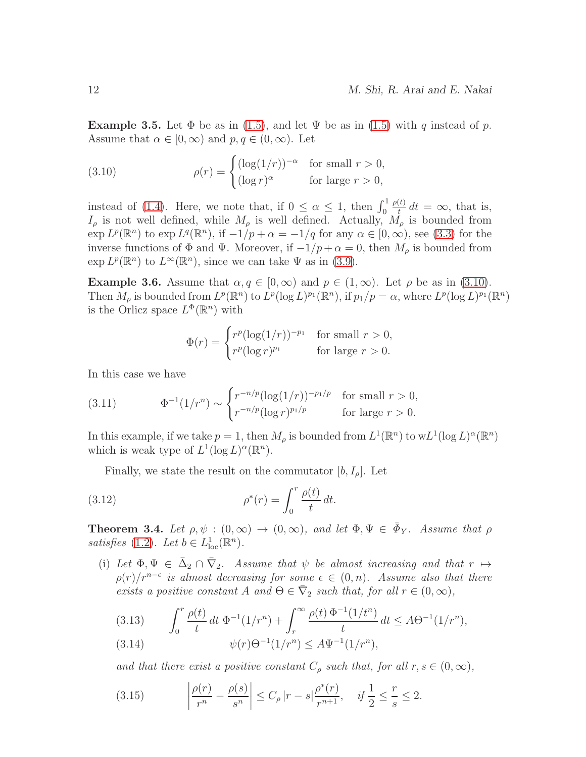**Example 3.5.** Let $\Phi$ be as in (1.5), and let $\Psi$ be as in (1.5) with $q$ instead of $p$. Assume that $\alpha \in [0, \infty)$ and $p, q \in (0, \infty)$. Let

$$
\rho(r) = \begin{cases} (\log(1/r))^{-\alpha} & \text{for small } r > 0, \\ (\log r)^{\alpha} & \text{for large } r > 0, \end{cases} \tag{3.10}
$$

instead of (1.4). Here, we note that, if $0 \le \alpha \le 1$, then $\int_0^1 \frac{\rho(t)}{t}\, dt = \infty$, that is, $I_\rho$ is not well defined, while $M_\rho$ is well defined. Actually, $M_\rho$ is bounded from $\exp L^p(\mathbb{R}^n)$ to $\exp L^q(\mathbb{R}^n)$, if $-1/p + \alpha = -1/q$ for any $\alpha \in [0, \infty)$, see (3.3) for the inverse functions of $\Phi$ and $\Psi$. Moreover, if $-1/p + \alpha = 0$, then $M_\rho$ is bounded from $\exp L^p(\mathbb{R}^n)$ to $L^\infty(\mathbb{R}^n)$, since we can take $\Psi$ as in (3.9).

**Example 3.6.** Assume that $\alpha, q \in [0, \infty)$ and $p \in (1, \infty)$. Let $\rho$ be as in (3.10). Then $M_\rho$ is bounded from $L^p(\mathbb{R}^n)$ to $L^p(\log L)^{p_1}(\mathbb{R}^n)$, if $p_1/p = \alpha$, where $L^p(\log L)^{p_1}(\mathbb{R}^n)$ is the Orlicz space $L^\Phi(\mathbb{R}^n)$ with

$$
\Phi(r) = \begin{cases} r^p(\log(1/r))^{-p_1} & \text{for small } r > 0, \\ r^p(\log r)^{p_1} & \text{for large } r > 0. \end{cases}
$$

In this case we have

$$
\Phi^{-1}(1/r^n) \sim \begin{cases} r^{-n/p}(\log(1/r))^{-p_1/p} & \text{for small } r > 0, \\ r^{-n/p}(\log r)^{p_1/p} & \text{for large } r > 0. \end{cases} \tag{3.11}
$$

In this example, if we take $p = 1$, then $M_\rho$ is bounded from $L^1(\mathbb{R}^n)$ to $\mathrm{w}L^1(\log L)^\alpha(\mathbb{R}^n)$ which is weak type of $L^1(\log L)^\alpha(\mathbb{R}^n)$.

Finally, we state the result on the commutator $[b, I_\rho]$. Let

$$
\rho^*(r) = \int_0^r \frac{\rho(t)}{t}\, dt. \tag{3.12}
$$

**Theorem 3.4.** *Let $\rho, \psi : (0, \infty) \to (0, \infty)$, and let $\Phi, \Psi \in \bar{\Phi}_Y$. Assume that $\rho$ satisfies (1.2). Let $b \in L^1_{\mathrm{loc}}(\mathbb{R}^n)$.*

(i) *Let $\Phi, \Psi \in \bar{\Delta}_2 \cap \bar{\nabla}_2$. Assume that $\psi$ be almost increasing and that $r \mapsto \rho(r)/r^{n-\epsilon}$ is almost decreasing for some $\epsilon \in (0, n)$. Assume also that there exists a positive constant $A$ and $\Theta \in \bar{\nabla}_2$ such that, for all $r \in (0, \infty)$,*

$$
\int_0^r \frac{\rho(t)}{t}\, dt\, \Phi^{-1}(1/r^n) + \int_r^\infty \frac{\rho(t)\, \Phi^{-1}(1/t^n)}{t}\, dt \le A\Theta^{-1}(1/r^n), \tag{3.13}
$$

$$
\psi(r)\Theta^{-1}(1/r^n) \le A\Psi^{-1}(1/r^n), \tag{3.14}
$$

*and that there exist a positive constant $C_\rho$ such that, for all $r, s \in (0, \infty)$,*

$$
\left| \frac{\rho(r)}{r^n} - \frac{\rho(s)}{s^n} \right| \le C_\rho\, |r - s| \frac{\rho^*(r)}{r^{n+1}}, \quad \text{if } \frac{1}{2} \le \frac{r}{s} \le 2. \tag{3.15}
$$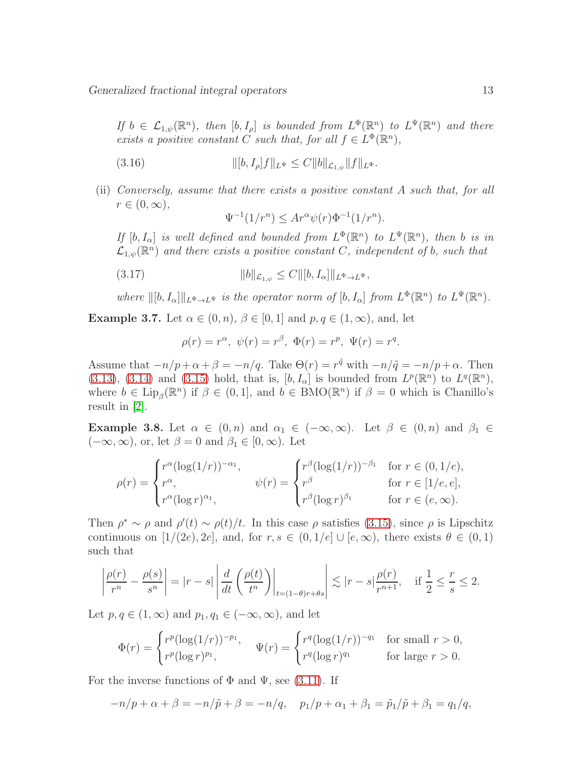*If $b \in \mathcal{L}_{1,\psi}(\mathbb{R}^n)$, then $[b, I_\rho]$ is bounded from $L^\Phi(\mathbb{R}^n)$ to $L^\Psi(\mathbb{R}^n)$ and there exists a positive constant $C$ such that, for all $f \in L^\Phi(\mathbb{R}^n)$,*

$$\|[b, I_\rho]f\|_{L^\Psi} \le C\|b\|_{\mathcal{L}_{1,\psi}}\|f\|_{L^\Phi}. \tag{3.16}$$

(ii) *Conversely, assume that there exists a positive constant $A$ such that, for all $r \in (0,\infty)$,*

$$\Psi^{-1}(1/r^n) \le A r^\alpha \psi(r) \Phi^{-1}(1/r^n).$$

*If $[b, I_\alpha]$ is well defined and bounded from $L^\Phi(\mathbb{R}^n)$ to $L^\Psi(\mathbb{R}^n)$, then $b$ is in $\mathcal{L}_{1,\psi}(\mathbb{R}^n)$ and there exists a positive constant $C$, independent of $b$, such that*

$$\|b\|_{\mathcal{L}_{1,\psi}} \le C\|[b, I_\alpha]\|_{L^\Phi \to L^\Psi}, \tag{3.17}$$

*where $\|[b, I_\alpha]\|_{L^\Phi \to L^\Psi}$ is the operator norm of $[b, I_\alpha]$ from $L^\Phi(\mathbb{R}^n)$ to $L^\Psi(\mathbb{R}^n)$.*

**Example 3.7.** Let $\alpha \in (0, n)$, $\beta \in [0, 1]$ and $p, q \in (1,\infty)$, and, let

$$\rho(r) = r^\alpha,\ \psi(r) = r^\beta,\ \Phi(r) = r^p,\ \Psi(r) = r^q.$$

Assume that $-n/p + \alpha + \beta = -n/q$. Take $\Theta(r) = r^{\tilde{q}}$ with $-n/\tilde{q} = -n/p + \alpha$. Then (3.13), (3.14) and (3.15) hold, that is, $[b, I_\alpha]$ is bounded from $L^p(\mathbb{R}^n)$ to $L^q(\mathbb{R}^n)$, where $b \in \mathrm{Lip}_\beta(\mathbb{R}^n)$ if $\beta \in (0, 1]$, and $b \in \mathrm{BMO}(\mathbb{R}^n)$ if $\beta = 0$ which is Chanillo's result in [2].

**Example 3.8.** Let $\alpha \in (0, n)$ and $\alpha_1 \in (-\infty,\infty)$. Let $\beta \in (0, n)$ and $\beta_1 \in (-\infty,\infty)$, or, let $\beta = 0$ and $\beta_1 \in [0,\infty)$. Let

$$\rho(r) = \begin{cases} r^\alpha(\log(1/r))^{-\alpha_1}, \\ r^\alpha, \\ r^\alpha(\log r)^{\alpha_1}, \end{cases} \qquad \psi(r) = \begin{cases} r^\beta(\log(1/r))^{-\beta_1} & \text{for } r \in (0, 1/e), \\ r^\beta & \text{for } r \in [1/e, e], \\ r^\beta(\log r)^{\beta_1} & \text{for } r \in (e,\infty). \end{cases}$$

Then $\rho^* \sim \rho$ and $\rho'(t) \sim \rho(t)/t$. In this case $\rho$ satisfies (3.15), since $\rho$ is Lipschitz continuous on $[1/(2e), 2e]$, and, for $r, s \in (0, 1/e) \cup [e,\infty)$, there exists $\theta \in (0, 1)$ such that

$$\left|\frac{\rho(r)}{r^n} - \frac{\rho(s)}{s^n}\right| = |r - s| \left|\frac{d}{dt}\left(\frac{\rho(t)}{t^n}\right)\Big|_{t=(1-\theta)r+\theta s}\right| \lesssim |r - s|\frac{\rho(r)}{r^{n+1}}, \quad \text{if } \frac{1}{2} \le \frac{r}{s} \le 2.$$

Let $p, q \in (1,\infty)$ and $p_1, q_1 \in (-\infty,\infty)$, and let

$$\Phi(r) = \begin{cases} r^p(\log(1/r))^{-p_1}, \\ r^p(\log r)^{p_1}, \end{cases} \quad \Psi(r) = \begin{cases} r^q(\log(1/r))^{-q_1} & \text{for small } r > 0, \\ r^q(\log r)^{q_1} & \text{for large } r > 0. \end{cases}$$

For the inverse functions of $\Phi$ and $\Psi$, see (3.11). If

$$-n/p + \alpha + \beta = -n/\tilde{p} + \beta = -n/q, \quad p_1/p + \alpha_1 + \beta_1 = \tilde{p}_1/\tilde{p} + \beta_1 = q_1/q,$$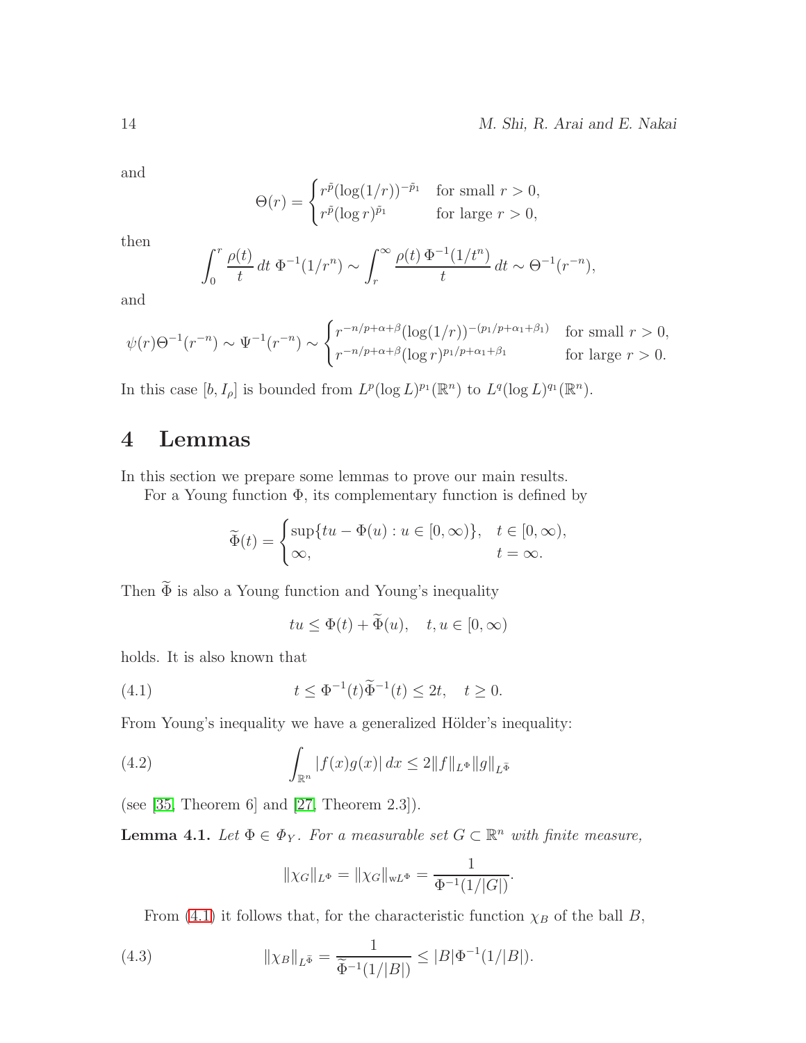and

$$\Theta(r) = \begin{cases} r^{\tilde{p}}(\log(1/r))^{-\tilde{p}_1} & \text{for small } r > 0, \\ r^{\tilde{p}}(\log r)^{\tilde{p}_1} & \text{for large } r > 0, \end{cases}$$

then

$$\int_0^r \frac{\rho(t)}{t}\,dt\; \Phi^{-1}(1/r^n) \sim \int_r^\infty \frac{\rho(t)\,\Phi^{-1}(1/t^n)}{t}\,dt \sim \Theta^{-1}(r^{-n}),$$

and

$$\psi(r)\Theta^{-1}(r^{-n}) \sim \Psi^{-1}(r^{-n}) \sim \begin{cases} r^{-n/p+\alpha+\beta}(\log(1/r))^{-(p_1/p+\alpha_1+\beta_1)} & \text{for small } r > 0, \\ r^{-n/p+\alpha+\beta}(\log r)^{p_1/p+\alpha_1+\beta_1} & \text{for large } r > 0. \end{cases}$$

In this case $[b, I_\rho]$ is bounded from $L^p(\log L)^{p_1}(\mathbb{R}^n)$ to $L^q(\log L)^{q_1}(\mathbb{R}^n)$.

# 4 Lemmas

In this section we prepare some lemmas to prove our main results.

For a Young function $\Phi$, its complementary function is defined by

$$\widetilde{\Phi}(t) = \begin{cases} \sup\{tu - \Phi(u) : u \in [0,\infty)\}, & t \in [0,\infty), \\ \infty, & t = \infty. \end{cases}$$

Then $\widetilde{\Phi}$ is also a Young function and Young's inequality

$$tu \le \Phi(t) + \widetilde{\Phi}(u), \quad t, u \in [0,\infty)$$

holds. It is also known that

$$t \le \Phi^{-1}(t)\widetilde{\Phi}^{-1}(t) \le 2t, \quad t \ge 0. \tag{4.1}$$

From Young's inequality we have a generalized Hölder's inequality:

$$\int_{\mathbb{R}^n} |f(x)g(x)|\,dx \le 2\|f\|_{L^\Phi}\|g\|_{L^{\tilde{\Phi}}} \tag{4.2}$$

(see [35, Theorem 6] and [27, Theorem 2.3]).

**Lemma 4.1.** *Let $\Phi \in \Phi_Y$. For a measurable set $G \subset \mathbb{R}^n$ with finite measure,*

$$\|\chi_G\|_{L^\Phi} = \|\chi_G\|_{\mathrm{w}L^\Phi} = \frac{1}{\Phi^{-1}(1/|G|)}.$$

From (4.1) it follows that, for the characteristic function $\chi_B$ of the ball $B$,

$$\|\chi_B\|_{L^{\tilde{\Phi}}} = \frac{1}{\widetilde{\Phi}^{-1}(1/|B|)} \le |B|\Phi^{-1}(1/|B|). \tag{4.3}$$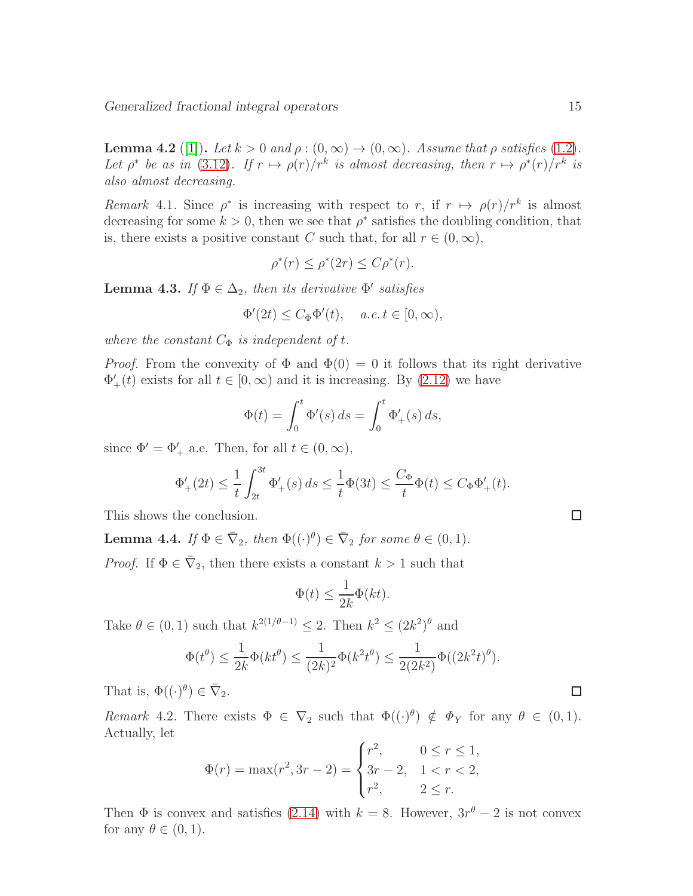**Lemma 4.2** ([1]). *Let $k > 0$ and $\rho : (0, \infty) \to (0, \infty)$. Assume that $\rho$ satisfies (1.2). Let $\rho^*$ be as in (3.12). If $r \mapsto \rho(r)/r^k$ is almost decreasing, then $r \mapsto \rho^*(r)/r^k$ is also almost decreasing.*

*Remark* 4.1. Since $\rho^*$ is increasing with respect to $r$, if $r \mapsto \rho(r)/r^k$ is almost decreasing for some $k > 0$, then we see that $\rho^*$ satisfies the doubling condition, that is, there exists a positive constant $C$ such that, for all $r \in (0, \infty)$,

$$\rho^*(r) \le \rho^*(2r) \le C\rho^*(r).$$

**Lemma 4.3.** *If $\Phi \in \Delta_2$, then its derivative $\Phi'$ satisfies*

$$\Phi'(2t) \le C_\Phi \Phi'(t), \quad a.e.\, t \in [0, \infty),$$

*where the constant $C_\Phi$ is independent of $t$.*

*Proof.* From the convexity of $\Phi$ and $\Phi(0) = 0$ it follows that its right derivative $\Phi'_+(t)$ exists for all $t \in [0, \infty)$ and it is increasing. By (2.12) we have

$$\Phi(t) = \int_0^t \Phi'(s)\, ds = \int_0^t \Phi'_+(s)\, ds,$$

since $\Phi' = \Phi'_+$ a.e. Then, for all $t \in (0, \infty)$,

$$\Phi'_+(2t) \le \frac{1}{t} \int_{2t}^{3t} \Phi'_+(s)\, ds \le \frac{1}{t}\Phi(3t) \le \frac{C_\Phi}{t}\Phi(t) \le C_\Phi \Phi'_+(t).$$

This shows the conclusion. □

**Lemma 4.4.** *If $\Phi \in \bar{\nabla}_2$, then $\Phi((\cdot)^\theta) \in \bar{\nabla}_2$ for some $\theta \in (0, 1)$.*

*Proof.* If $\Phi \in \bar{\nabla}_2$, then there exists a constant $k > 1$ such that

$$\Phi(t) \le \frac{1}{2k}\Phi(kt).$$

Take $\theta \in (0, 1)$ such that $k^{2(1/\theta - 1)} \le 2$. Then $k^2 \le (2k^2)^\theta$ and

$$\Phi(t^\theta) \le \frac{1}{2k}\Phi(kt^\theta) \le \frac{1}{(2k)^2}\Phi(k^2 t^\theta) \le \frac{1}{2(2k^2)}\Phi((2k^2 t)^\theta).$$

That is, $\Phi((\cdot)^\theta) \in \bar{\nabla}_2$. □

*Remark* 4.2. There exists $\Phi \in \nabla_2$ such that $\Phi((\cdot)^\theta) \notin \mathit{\Phi}_Y$ for any $\theta \in (0, 1)$. Actually, let

$$\Phi(r) = \max(r^2, 3r - 2) = \begin{cases} r^2, & 0 \le r \le 1, \\ 3r - 2, & 1 < r < 2, \\ r^2, & 2 \le r. \end{cases}$$

Then $\Phi$ is convex and satisfies (2.14) with $k = 8$. However, $3r^\theta - 2$ is not convex for any $\theta \in (0, 1)$.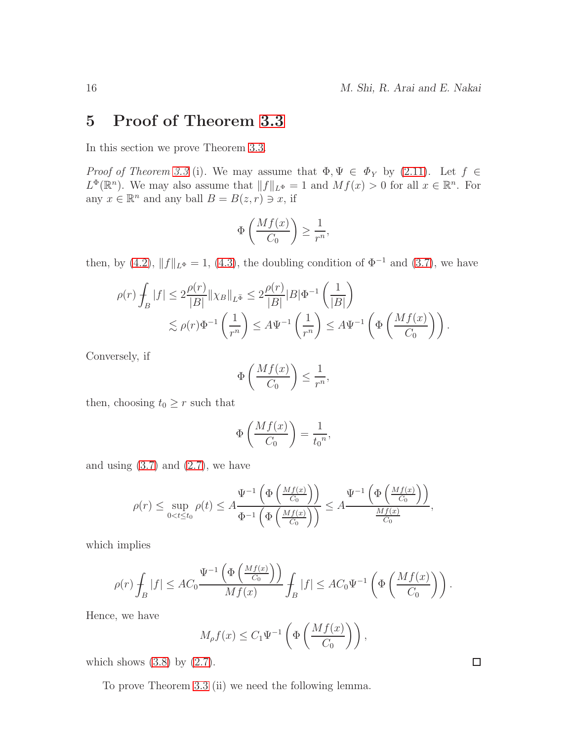## 5 Proof of Theorem 3.3

In this section we prove Theorem 3.3.

*Proof of Theorem 3.3* (i). We may assume that $\Phi, \Psi \in \mathit{\Phi}_Y$ by (2.11). Let $f \in L^\Phi(\mathbb{R}^n)$. We may also assume that $\|f\|_{L^\Phi} = 1$ and $Mf(x) > 0$ for all $x \in \mathbb{R}^n$. For any $x \in \mathbb{R}^n$ and any ball $B = B(z, r) \ni x$, if

$$\Phi\left(\frac{Mf(x)}{C_0}\right) \geq \frac{1}{r^n},$$

then, by (4.2), $\|f\|_{L^\Phi} = 1$, (4.3), the doubling condition of $\Phi^{-1}$ and (3.7), we have

$$\begin{aligned}
\rho(r) \fint_B |f| &\leq 2\frac{\rho(r)}{|B|}\|\chi_B\|_{L^{\tilde{\Phi}}} \leq 2\frac{\rho(r)}{|B|}|B|\Phi^{-1}\left(\frac{1}{|B|}\right) \\
&\lesssim \rho(r)\Phi^{-1}\left(\frac{1}{r^n}\right) \leq A\Psi^{-1}\left(\frac{1}{r^n}\right) \leq A\Psi^{-1}\left(\Phi\left(\frac{Mf(x)}{C_0}\right)\right).
\end{aligned}$$

Conversely, if

$$\Phi\left(\frac{Mf(x)}{C_0}\right) \leq \frac{1}{r^n},$$

then, choosing $t_0 \geq r$ such that

$$\Phi\left(\frac{Mf(x)}{C_0}\right) = \frac{1}{{t_0}^n},$$

and using (3.7) and (2.7), we have

$$\rho(r) \leq \sup_{0<t\leq t_0} \rho(t) \leq A\frac{\Psi^{-1}\left(\Phi\left(\frac{Mf(x)}{C_0}\right)\right)}{\Phi^{-1}\left(\Phi\left(\frac{Mf(x)}{C_0}\right)\right)} \leq A\frac{\Psi^{-1}\left(\Phi\left(\frac{Mf(x)}{C_0}\right)\right)}{\frac{Mf(x)}{C_0}},$$

which implies

$$\rho(r)\fint_B |f| \leq AC_0\frac{\Psi^{-1}\left(\Phi\left(\frac{Mf(x)}{C_0}\right)\right)}{Mf(x)}\fint_B |f| \leq AC_0\Psi^{-1}\left(\Phi\left(\frac{Mf(x)}{C_0}\right)\right).$$

Hence, we have

$$M_\rho f(x) \leq C_1\Psi^{-1}\left(\Phi\left(\frac{Mf(x)}{C_0}\right)\right),$$

which shows (3.8) by (2.7). □

To prove Theorem 3.3 (ii) we need the following lemma.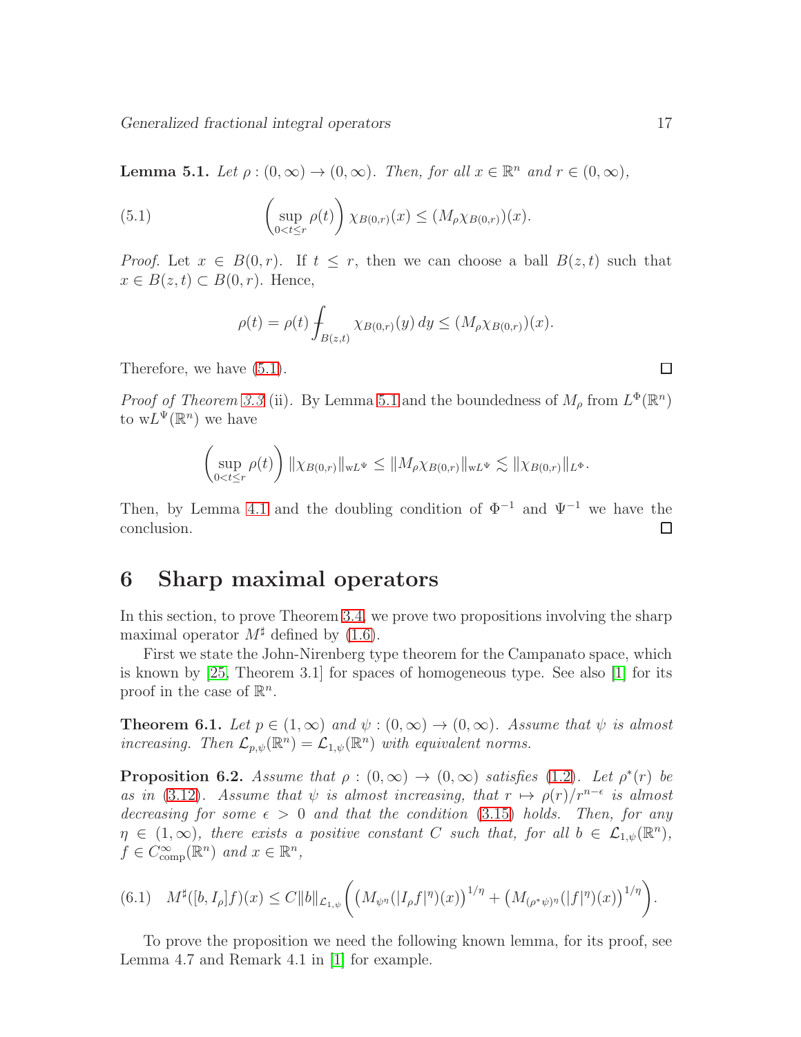**Lemma 5.1.** *Let $\rho : (0,\infty) \to (0,\infty)$. Then, for all $x \in \mathbb{R}^n$ and $r \in (0,\infty)$,*

$$\left(\sup_{0<t\le r} \rho(t)\right) \chi_{B(0,r)}(x) \le (M_\rho \chi_{B(0,r)})(x). \tag{5.1}$$

*Proof.* Let $x \in B(0,r)$. If $t \le r$, then we can choose a ball $B(z,t)$ such that $x \in B(z,t) \subset B(0,r)$. Hence,

$$\rho(t) = \rho(t) \fint_{B(z,t)} \chi_{B(0,r)}(y)\,dy \le (M_\rho \chi_{B(0,r)})(x).$$

Therefore, we have (5.1). □

*Proof of Theorem 3.3* (ii). By Lemma 5.1 and the boundedness of $M_\rho$ from $L^\Phi(\mathbb{R}^n)$ to $\mathrm{w}L^\Psi(\mathbb{R}^n)$ we have

$$\left(\sup_{0<t\le r} \rho(t)\right) \|\chi_{B(0,r)}\|_{\mathrm{w}L^\Psi} \le \|M_\rho \chi_{B(0,r)}\|_{\mathrm{w}L^\Psi} \lesssim \|\chi_{B(0,r)}\|_{L^\Phi}.$$

Then, by Lemma 4.1 and the doubling condition of $\Phi^{-1}$ and $\Psi^{-1}$ we have the conclusion. □

# 6 Sharp maximal operators

In this section, to prove Theorem 3.4, we prove two propositions involving the sharp maximal operator $M^\sharp$ defined by (1.6).

First we state the John-Nirenberg type theorem for the Campanato space, which is known by [25, Theorem 3.1] for spaces of homogeneous type. See also [1] for its proof in the case of $\mathbb{R}^n$.

**Theorem 6.1.** *Let $p \in (1,\infty)$ and $\psi : (0,\infty) \to (0,\infty)$. Assume that $\psi$ is almost increasing. Then $\mathcal{L}_{p,\psi}(\mathbb{R}^n) = \mathcal{L}_{1,\psi}(\mathbb{R}^n)$ with equivalent norms.*

**Proposition 6.2.** *Assume that $\rho : (0,\infty) \to (0,\infty)$ satisfies (1.2). Let $\rho^*(r)$ be as in (3.12). Assume that $\psi$ is almost increasing, that $r \mapsto \rho(r)/r^{n-\epsilon}$ is almost decreasing for some $\epsilon > 0$ and that the condition (3.15) holds. Then, for any $\eta \in (1,\infty)$, there exists a positive constant $C$ such that, for all $b \in \mathcal{L}_{1,\psi}(\mathbb{R}^n)$, $f \in C^\infty_{\mathrm{comp}}(\mathbb{R}^n)$ and $x \in \mathbb{R}^n$,*

$$M^\sharp([b,I_\rho]f)(x) \le C\|b\|_{\mathcal{L}_{1,\psi}} \left( \left(M_{\psi^\eta}(|I_\rho f|^\eta)(x)\right)^{1/\eta} + \left(M_{(\rho^*\psi)^\eta}(|f|^\eta)(x)\right)^{1/\eta} \right). \tag{6.1}$$

To prove the proposition we need the following known lemma, for its proof, see Lemma 4.7 and Remark 4.1 in [1] for example.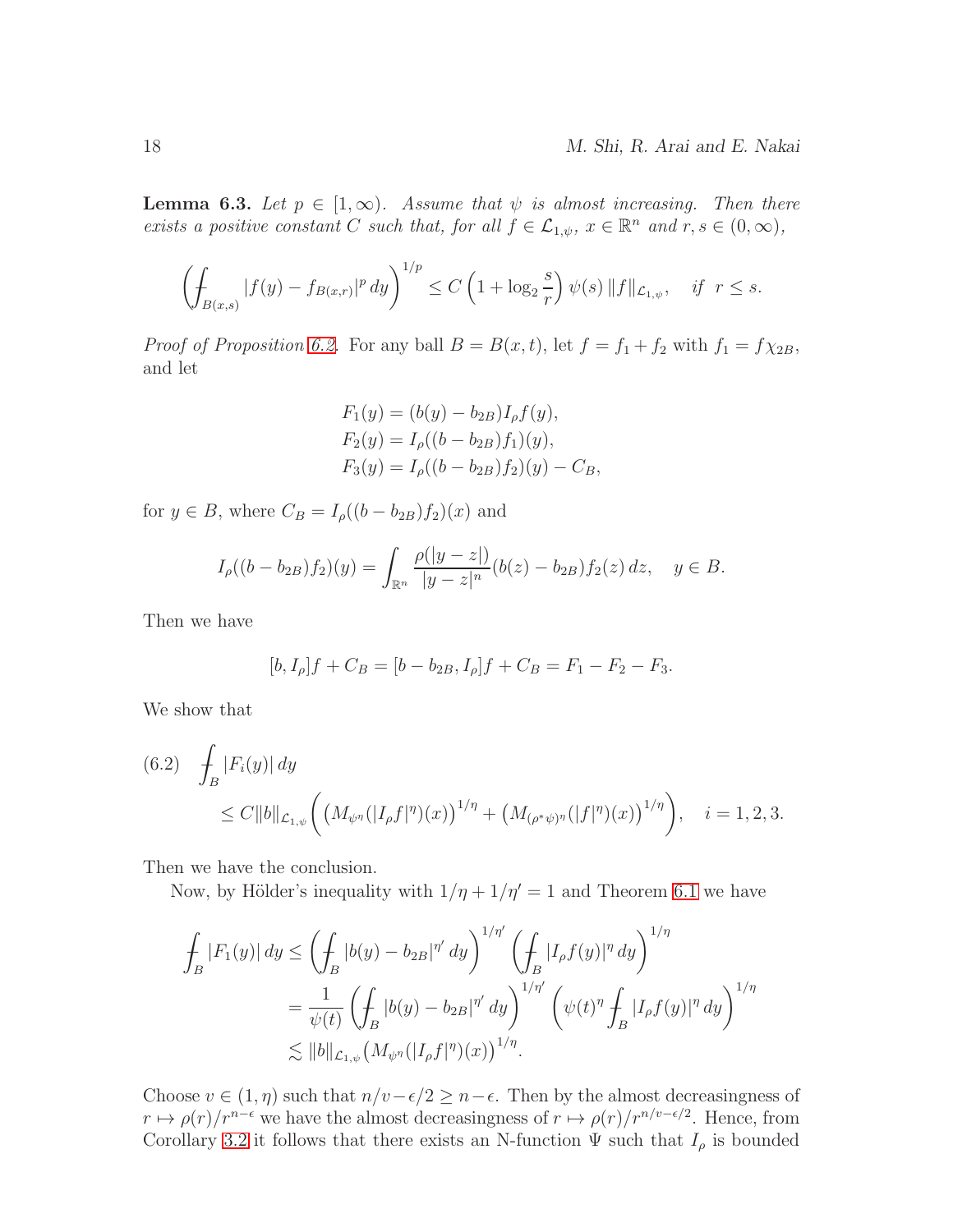**Lemma 6.3.** *Let $p \in [1, \infty)$. Assume that $\psi$ is almost increasing. Then there exists a positive constant $C$ such that, for all $f \in \mathcal{L}_{1,\psi}$, $x \in \mathbb{R}^n$ and $r, s \in (0, \infty)$,*

$$\left( \fint_{B(x,s)} |f(y) - f_{B(x,r)}|^p \, dy \right)^{1/p} \leq C \left( 1 + \log_2 \frac{s}{r} \right) \psi(s) \, \|f\|_{\mathcal{L}_{1,\psi}}, \quad \text{if } \ r \leq s.$$

*Proof of Proposition 6.2.* For any ball $B = B(x, t)$, let $f = f_1 + f_2$ with $f_1 = f\chi_{2B}$, and let

$$\begin{aligned}
F_1(y) &= (b(y) - b_{2B}) I_\rho f(y), \\
F_2(y) &= I_\rho((b - b_{2B}) f_1)(y), \\
F_3(y) &= I_\rho((b - b_{2B}) f_2)(y) - C_B,
\end{aligned}$$

for $y \in B$, where $C_B = I_\rho((b - b_{2B}) f_2)(x)$ and

$$I_\rho((b - b_{2B}) f_2)(y) = \int_{\mathbb{R}^n} \frac{\rho(|y - z|)}{|y - z|^n} (b(z) - b_{2B}) f_2(z) \, dz, \quad y \in B.$$

Then we have

$$[b, I_\rho]f + C_B = [b - b_{2B}, I_\rho]f + C_B = F_1 - F_2 - F_3.$$

We show that

$$\begin{aligned}
(6.2) \quad & \fint_B |F_i(y)| \, dy \\
& \leq C \|b\|_{\mathcal{L}_{1,\psi}} \left( \left( M_{\psi^\eta}(|I_\rho f|^\eta)(x) \right)^{1/\eta} + \left( M_{(\rho^* \psi)^\eta}(|f|^\eta)(x) \right)^{1/\eta} \right), \quad i = 1, 2, 3.
\end{aligned}$$

Then we have the conclusion.

Now, by Hölder's inequality with $1/\eta + 1/\eta' = 1$ and Theorem 6.1 we have

$$\begin{aligned}
\fint_B |F_1(y)| \, dy &\leq \left( \fint_B |b(y) - b_{2B}|^{\eta'} \, dy \right)^{1/\eta'} \left( \fint_B |I_\rho f(y)|^\eta \, dy \right)^{1/\eta} \\
&= \frac{1}{\psi(t)} \left( \fint_B |b(y) - b_{2B}|^{\eta'} \, dy \right)^{1/\eta'} \left( \psi(t)^\eta \fint_B |I_\rho f(y)|^\eta \, dy \right)^{1/\eta} \\
&\lesssim \|b\|_{\mathcal{L}_{1,\psi}} \left( M_{\psi^\eta}(|I_\rho f|^\eta)(x) \right)^{1/\eta}.
\end{aligned}$$

Choose $v \in (1, \eta)$ such that $n/v - \epsilon/2 \geq n - \epsilon$. Then by the almost decreasingness of $r \mapsto \rho(r)/r^{n-\epsilon}$ we have the almost decreasingness of $r \mapsto \rho(r)/r^{n/v - \epsilon/2}$. Hence, from Corollary 3.2 it follows that there exists an N-function $\Psi$ such that $I_\rho$ is bounded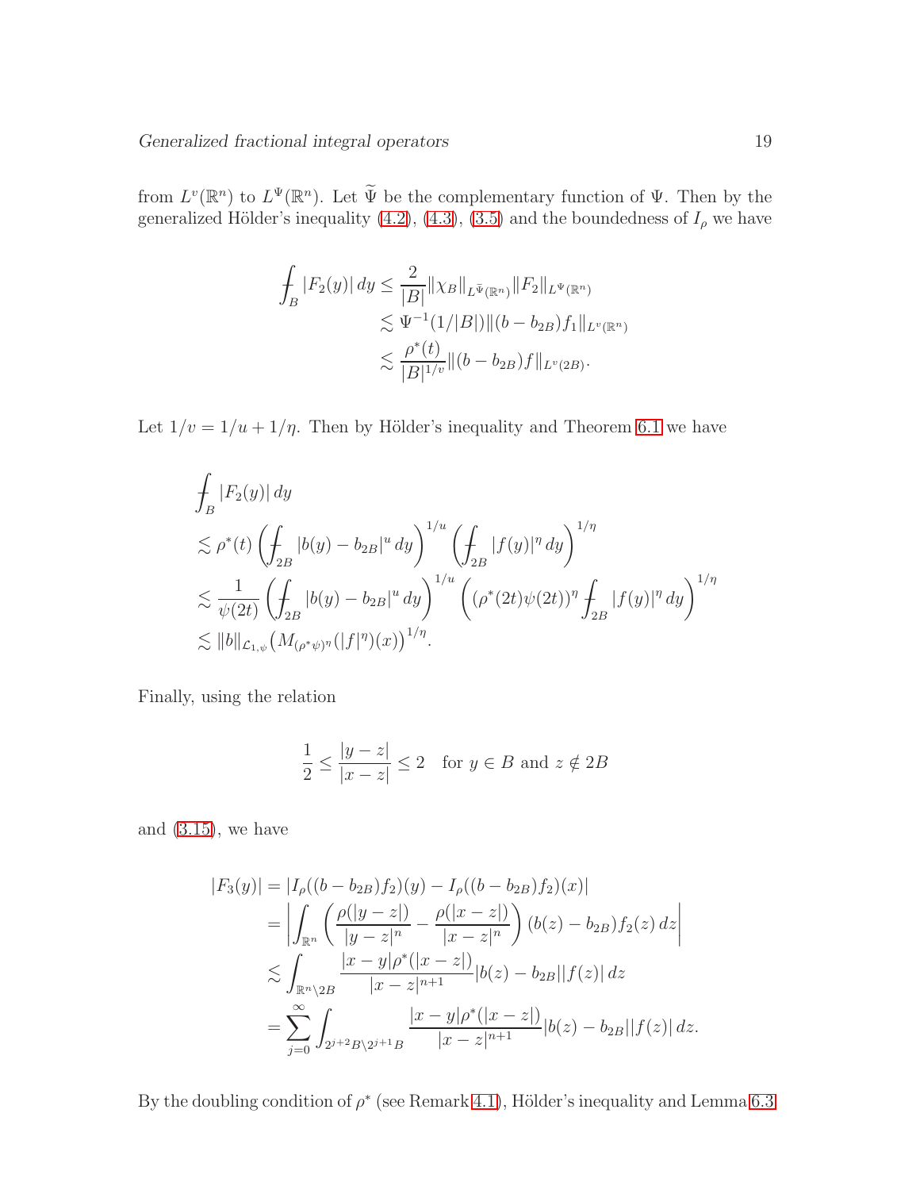from $L^v(\mathbb{R}^n)$ to $L^\Psi(\mathbb{R}^n)$. Let $\widetilde{\Psi}$ be the complementary function of $\Psi$. Then by the generalized Hölder's inequality (4.2), (4.3), (3.5) and the boundedness of $I_\rho$ we have

$$
\begin{aligned}
\fint_B |F_2(y)|\,dy &\le \frac{2}{|B|}\|\chi_B\|_{L^{\bar{\Psi}}(\mathbb{R}^n)}\|F_2\|_{L^\Psi(\mathbb{R}^n)} \\
&\lesssim \Psi^{-1}(1/|B|)\|(b-b_{2B})f_1\|_{L^v(\mathbb{R}^n)} \\
&\lesssim \frac{\rho^*(t)}{|B|^{1/v}}\|(b-b_{2B})f\|_{L^v(2B)}.
\end{aligned}
$$

Let $1/v = 1/u + 1/\eta$. Then by Hölder's inequality and Theorem 6.1 we have

$$
\begin{aligned}
&\fint_B |F_2(y)|\,dy \\
&\lesssim \rho^*(t)\left(\fint_{2B}|b(y)-b_{2B}|^u\,dy\right)^{1/u}\left(\fint_{2B}|f(y)|^\eta\,dy\right)^{1/\eta} \\
&\lesssim \frac{1}{\psi(2t)}\left(\fint_{2B}|b(y)-b_{2B}|^u\,dy\right)^{1/u}\left((\rho^*(2t)\psi(2t))^\eta\fint_{2B}|f(y)|^\eta\,dy\right)^{1/\eta} \\
&\lesssim \|b\|_{\mathcal{L}_{1,\psi}}\big(M_{(\rho^*\psi)^\eta}(|f|^\eta)(x)\big)^{1/\eta}.
\end{aligned}
$$

Finally, using the relation

$$
\frac{1}{2} \le \frac{|y-z|}{|x-z|} \le 2 \quad \text{for } y \in B \text{ and } z \notin 2B
$$

and (3.15), we have

$$
\begin{aligned}
|F_3(y)| &= |I_\rho((b-b_{2B})f_2)(y) - I_\rho((b-b_{2B})f_2)(x)| \\
&= \left|\int_{\mathbb{R}^n}\left(\frac{\rho(|y-z|)}{|y-z|^n} - \frac{\rho(|x-z|)}{|x-z|^n}\right)(b(z)-b_{2B})f_2(z)\,dz\right| \\
&\lesssim \int_{\mathbb{R}^n\setminus 2B}\frac{|x-y|\rho^*(|x-z|)}{|x-z|^{n+1}}|b(z)-b_{2B}||f(z)|\,dz \\
&= \sum_{j=0}^\infty \int_{2^{j+2}B\setminus 2^{j+1}B}\frac{|x-y|\rho^*(|x-z|)}{|x-z|^{n+1}}|b(z)-b_{2B}||f(z)|\,dz.
\end{aligned}
$$

By the doubling condition of $\rho^*$ (see Remark 4.1), Hölder's inequality and Lemma 6.3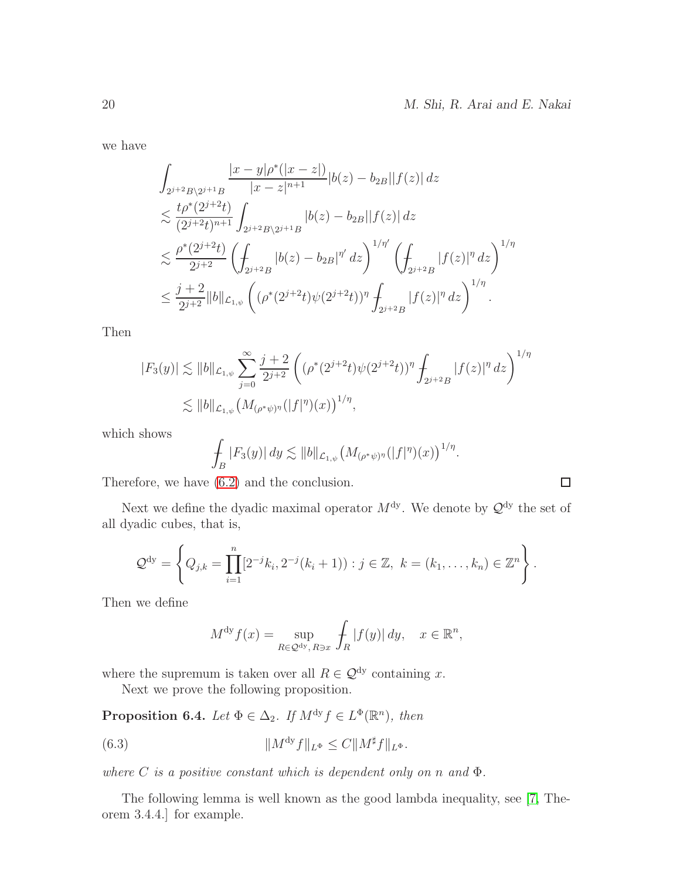we have

$$
\begin{aligned}
&\int_{2^{j+2}B\setminus 2^{j+1}B} \frac{|x-y|\rho^*(|x-z|)}{|x-z|^{n+1}}|b(z)-b_{2B}||f(z)|\,dz \\
&\lesssim \frac{t\rho^*(2^{j+2}t)}{(2^{j+2}t)^{n+1}} \int_{2^{j+2}B\setminus 2^{j+1}B} |b(z)-b_{2B}||f(z)|\,dz \\
&\lesssim \frac{\rho^*(2^{j+2}t)}{2^{j+2}} \left( \fint_{2^{j+2}B} |b(z)-b_{2B}|^{\eta'}\,dz \right)^{1/\eta'} \left( \fint_{2^{j+2}B} |f(z)|^{\eta}\,dz \right)^{1/\eta} \\
&\le \frac{j+2}{2^{j+2}} \|b\|_{\mathcal{L}_{1,\psi}} \left( (\rho^*(2^{j+2}t)\psi(2^{j+2}t))^{\eta} \fint_{2^{j+2}B} |f(z)|^{\eta}\,dz \right)^{1/\eta}.
\end{aligned}
$$

Then

$$
\begin{aligned}
|F_3(y)| &\lesssim \|b\|_{\mathcal{L}_{1,\psi}} \sum_{j=0}^{\infty} \frac{j+2}{2^{j+2}} \left( (\rho^*(2^{j+2}t)\psi(2^{j+2}t))^{\eta} \fint_{2^{j+2}B} |f(z)|^{\eta}\,dz \right)^{1/\eta} \\
&\lesssim \|b\|_{\mathcal{L}_{1,\psi}} \big( M_{(\rho^*\psi)^{\eta}}(|f|^{\eta})(x) \big)^{1/\eta},
\end{aligned}
$$

which shows

$$
\fint_B |F_3(y)|\,dy \lesssim \|b\|_{\mathcal{L}_{1,\psi}} \big( M_{(\rho^*\psi)^{\eta}}(|f|^{\eta})(x) \big)^{1/\eta}.
$$

Therefore, we have (6.2) and the conclusion. $\square$

Next we define the dyadic maximal operator $M^{\rm dy}$. We denote by $\mathcal{Q}^{\rm dy}$ the set of all dyadic cubes, that is,

$$
\mathcal{Q}^{\rm dy} = \left\{ Q_{j,k} = \prod_{i=1}^{n} [2^{-j}k_i, 2^{-j}(k_i+1)) : j \in \mathbb{Z},\ k = (k_1, \dots, k_n) \in \mathbb{Z}^n \right\}.
$$

Then we define

$$
M^{\rm dy} f(x) = \sup_{R \in \mathcal{Q}^{\rm dy},\, R \ni x} \fint_R |f(y)|\,dy, \quad x \in \mathbb{R}^n,
$$

where the supremum is taken over all $R \in \mathcal{Q}^{\rm dy}$ containing $x$.

Next we prove the following proposition.

**Proposition 6.4.** *Let $\Phi \in \Delta_2$. If $M^{\rm dy} f \in L^{\Phi}(\mathbb{R}^n)$, then*

$$
\|M^{\rm dy} f\|_{L^{\Phi}} \le C \|M^{\sharp} f\|_{L^{\Phi}}. \tag{6.3}
$$

*where $C$ is a positive constant which is dependent only on $n$ and $\Phi$.*

The following lemma is well known as the good lambda inequality, see [7, Theorem 3.4.4.] for example.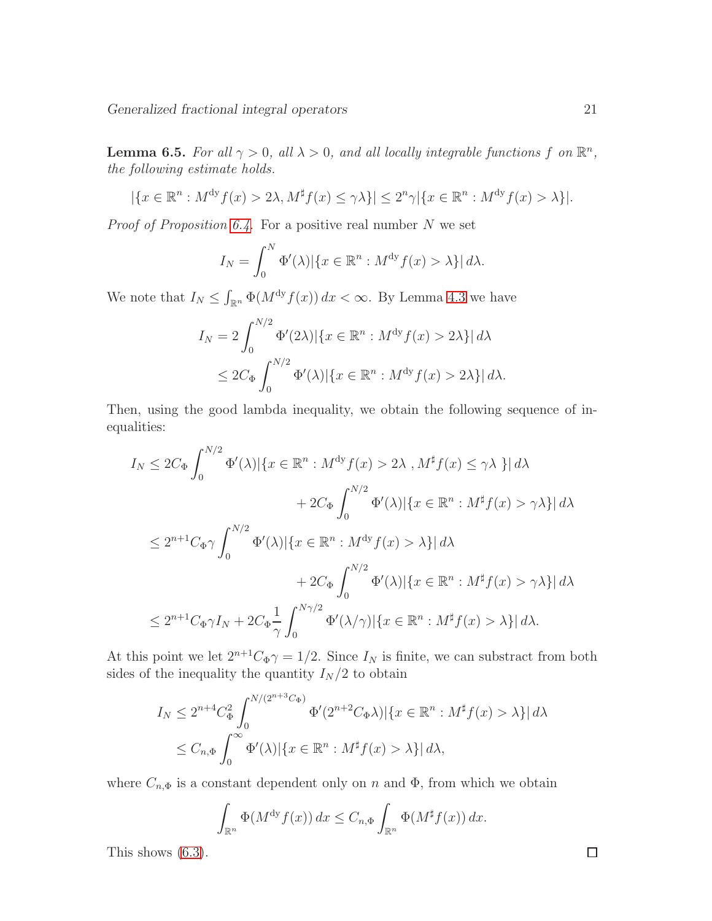**Lemma 6.5.** *For all $\gamma > 0$, all $\lambda > 0$, and all locally integrable functions $f$ on $\mathbb{R}^n$, the following estimate holds.*

$$|\{x \in \mathbb{R}^n : M^{\rm dy} f(x) > 2\lambda, M^\sharp f(x) \le \gamma\lambda\}| \le 2^n \gamma |\{x \in \mathbb{R}^n : M^{\rm dy} f(x) > \lambda\}|.$$

*Proof of Proposition 6.4.* For a positive real number $N$ we set

$$I_N = \int_0^N \Phi'(\lambda) |\{x \in \mathbb{R}^n : M^{\rm dy} f(x) > \lambda\}| \, d\lambda.$$

We note that $I_N \le \int_{\mathbb{R}^n} \Phi(M^{\rm dy} f(x)) \, dx < \infty$. By Lemma 4.3 we have

$$\begin{aligned}
I_N &= 2 \int_0^{N/2} \Phi'(2\lambda) |\{x \in \mathbb{R}^n : M^{\rm dy} f(x) > 2\lambda\}| \, d\lambda \\
&\le 2C_\Phi \int_0^{N/2} \Phi'(\lambda) |\{x \in \mathbb{R}^n : M^{\rm dy} f(x) > 2\lambda\}| \, d\lambda.
\end{aligned}$$

Then, using the good lambda inequality, we obtain the following sequence of inequalities:

$$\begin{aligned}
I_N &\le 2C_\Phi \int_0^{N/2} \Phi'(\lambda) |\{x \in \mathbb{R}^n : M^{\rm dy} f(x) > 2\lambda \, , M^\sharp f(x) \le \gamma\lambda \, \}| \, d\lambda \\
&\qquad\qquad + 2C_\Phi \int_0^{N/2} \Phi'(\lambda) |\{x \in \mathbb{R}^n : M^\sharp f(x) > \gamma\lambda\}| \, d\lambda \\
&\le 2^{n+1} C_\Phi \gamma \int_0^{N/2} \Phi'(\lambda) |\{x \in \mathbb{R}^n : M^{\rm dy} f(x) > \lambda\}| \, d\lambda \\
&\qquad\qquad + 2C_\Phi \int_0^{N/2} \Phi'(\lambda) |\{x \in \mathbb{R}^n : M^\sharp f(x) > \gamma\lambda\}| \, d\lambda \\
&\le 2^{n+1} C_\Phi \gamma I_N + 2C_\Phi \frac{1}{\gamma} \int_0^{N\gamma/2} \Phi'(\lambda/\gamma) |\{x \in \mathbb{R}^n : M^\sharp f(x) > \lambda\}| \, d\lambda.
\end{aligned}$$

At this point we let $2^{n+1} C_\Phi \gamma = 1/2$. Since $I_N$ is finite, we can substract from both sides of the inequality the quantity $I_N/2$ to obtain

$$\begin{aligned}
I_N &\le 2^{n+4} C_\Phi^2 \int_0^{N/(2^{n+3} C_\Phi)} \Phi'(2^{n+2} C_\Phi \lambda) |\{x \in \mathbb{R}^n : M^\sharp f(x) > \lambda\}| \, d\lambda \\
&\le C_{n,\Phi} \int_0^\infty \Phi'(\lambda) |\{x \in \mathbb{R}^n : M^\sharp f(x) > \lambda\}| \, d\lambda,
\end{aligned}$$

where $C_{n,\Phi}$ is a constant dependent only on $n$ and $\Phi$, from which we obtain

$$\int_{\mathbb{R}^n} \Phi(M^{\rm dy} f(x)) \, dx \le C_{n,\Phi} \int_{\mathbb{R}^n} \Phi(M^\sharp f(x)) \, dx.$$

This shows (6.3). □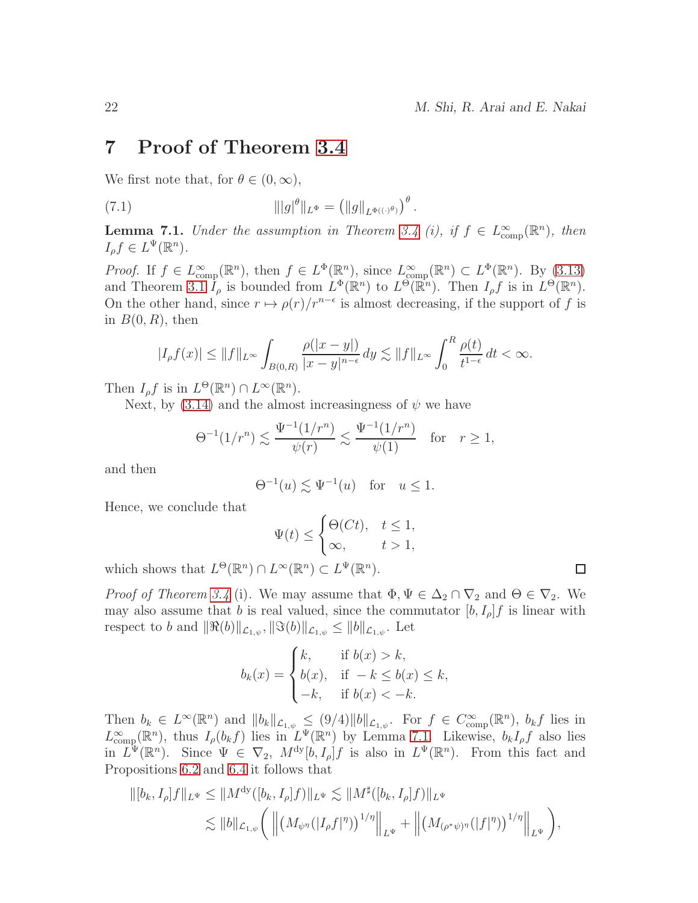# 7 Proof of Theorem 3.4

We first note that, for $\theta \in (0, \infty)$,

$$\||g|^\theta\|_{L^\Phi} = \left(\|g\|_{L^{\Phi((\cdot)^\theta)}}\right)^\theta. \tag{7.1}$$

**Lemma 7.1.** *Under the assumption in Theorem 3.4 (i), if $f \in L^\infty_{\mathrm{comp}}(\mathbb{R}^n)$, then $I_\rho f \in L^\Psi(\mathbb{R}^n)$.*

*Proof.* If $f \in L^\infty_{\mathrm{comp}}(\mathbb{R}^n)$, then $f \in L^\Phi(\mathbb{R}^n)$, since $L^\infty_{\mathrm{comp}}(\mathbb{R}^n) \subset L^\Phi(\mathbb{R}^n)$. By (3.13) and Theorem 3.1 $I_\rho$ is bounded from $L^\Phi(\mathbb{R}^n)$ to $L^\Theta(\mathbb{R}^n)$. Then $I_\rho f$ is in $L^\Theta(\mathbb{R}^n)$. On the other hand, since $r \mapsto \rho(r)/r^{n-\epsilon}$ is almost decreasing, if the support of $f$ is in $B(0,R)$, then

$$|I_\rho f(x)| \le \|f\|_{L^\infty} \int_{B(0,R)} \frac{\rho(|x-y|)}{|x-y|^{n-\epsilon}}\,dy \lesssim \|f\|_{L^\infty} \int_0^R \frac{\rho(t)}{t^{1-\epsilon}}\,dt < \infty.$$

Then $I_\rho f$ is in $L^\Theta(\mathbb{R}^n) \cap L^\infty(\mathbb{R}^n)$.

Next, by (3.14) and the almost increasingness of $\psi$ we have

$$\Theta^{-1}(1/r^n) \lesssim \frac{\Psi^{-1}(1/r^n)}{\psi(r)} \lesssim \frac{\Psi^{-1}(1/r^n)}{\psi(1)} \quad \text{for} \quad r \ge 1,$$

and then

$$\Theta^{-1}(u) \lesssim \Psi^{-1}(u) \quad \text{for} \quad u \le 1.$$

Hence, we conclude that

$$\Psi(t) \le \begin{cases} \Theta(Ct), & t \le 1, \\ \infty, & t > 1, \end{cases}$$

which shows that $L^\Theta(\mathbb{R}^n) \cap L^\infty(\mathbb{R}^n) \subset L^\Psi(\mathbb{R}^n)$. $\square$

*Proof of Theorem 3.4* (i). We may assume that $\Phi, \Psi \in \Delta_2 \cap \nabla_2$ and $\Theta \in \nabla_2$. We may also assume that $b$ is real valued, since the commutator $[b, I_\rho]f$ is linear with respect to $b$ and $\|\Re(b)\|_{\mathcal{L}_{1,\psi}}, \|\Im(b)\|_{\mathcal{L}_{1,\psi}} \le \|b\|_{\mathcal{L}_{1,\psi}}$. Let

$$b_k(x) = \begin{cases} k, & \text{if } b(x) > k, \\ b(x), & \text{if } -k \le b(x) \le k, \\ -k, & \text{if } b(x) < -k. \end{cases}$$

Then $b_k \in L^\infty(\mathbb{R}^n)$ and $\|b_k\|_{\mathcal{L}_{1,\psi}} \le (9/4)\|b\|_{\mathcal{L}_{1,\psi}}$. For $f \in C^\infty_{\mathrm{comp}}(\mathbb{R}^n)$, $b_k f$ lies in $L^\infty_{\mathrm{comp}}(\mathbb{R}^n)$, thus $I_\rho(b_k f)$ lies in $L^\Psi(\mathbb{R}^n)$ by Lemma 7.1. Likewise, $b_k I_\rho f$ also lies in $L^\Psi(\mathbb{R}^n)$. Since $\Psi \in \nabla_2$, $M^{\mathrm{dy}}[b, I_\rho]f$ is also in $L^\Psi(\mathbb{R}^n)$. From this fact and Propositions 6.2 and 6.4 it follows that

$$\begin{aligned}
\|[b_k, I_\rho]f\|_{L^\Psi} &\le \|M^{\mathrm{dy}}([b_k, I_\rho]f)\|_{L^\Psi} \lesssim \|M^\sharp([b_k, I_\rho]f)\|_{L^\Psi} \\
&\lesssim \|b\|_{\mathcal{L}_{1,\psi}} \left( \left\| \left(M_{\psi^\eta}(|I_\rho f|^\eta)\right)^{1/\eta} \right\|_{L^\Psi} + \left\| \left(M_{(\rho^*\psi)^\eta}(|f|^\eta)\right)^{1/\eta} \right\|_{L^\Psi} \right),
\end{aligned}$$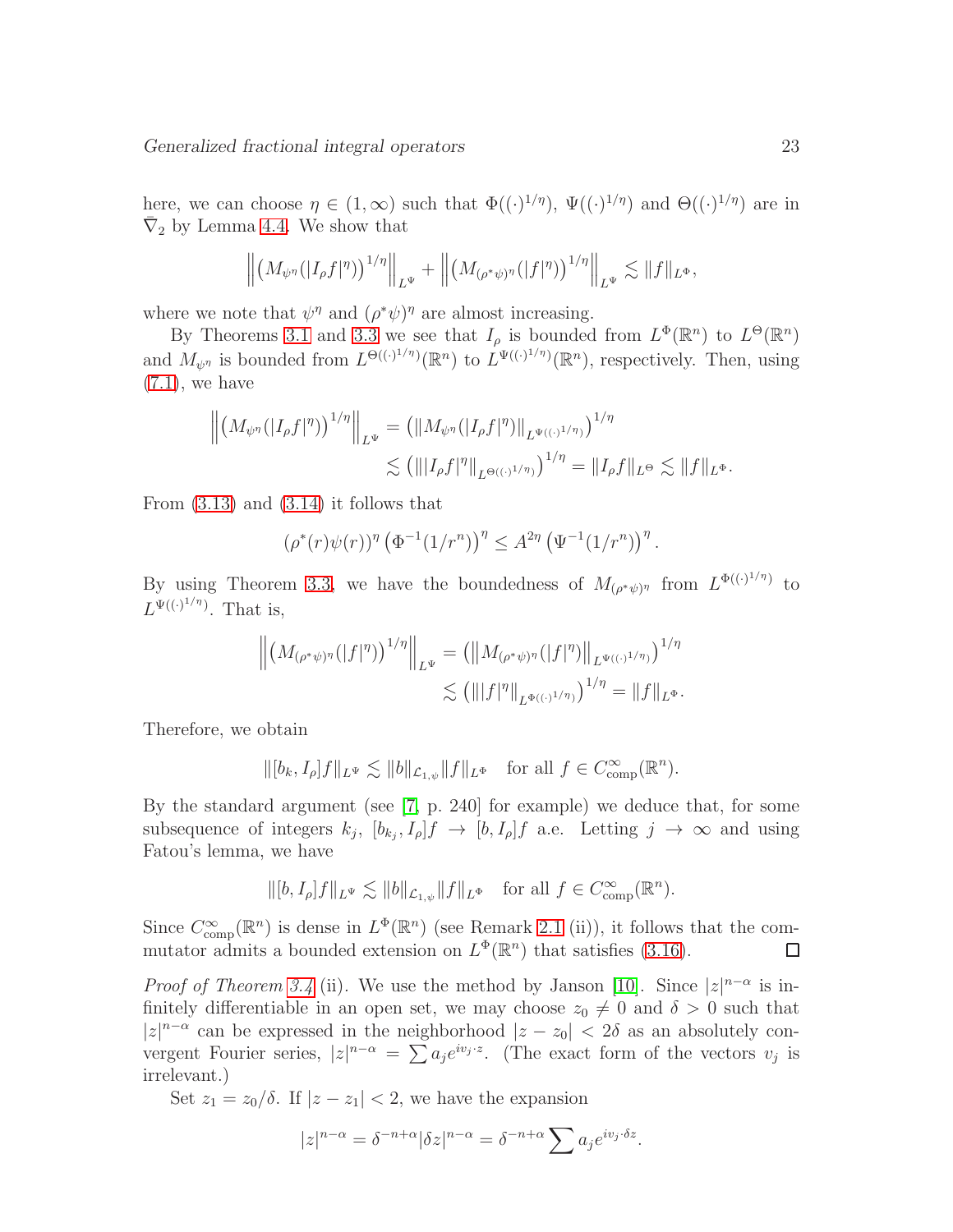here, we can choose $\eta \in (1,\infty)$ such that $\Phi((\cdot)^{1/\eta})$, $\Psi((\cdot)^{1/\eta})$ and $\Theta((\cdot)^{1/\eta})$ are in $\bar{\nabla}_2$ by Lemma 4.4. We show that

$$\left\| \left( M_{\psi^\eta}(|I_\rho f|^\eta) \right)^{1/\eta} \right\|_{L^\Psi} + \left\| \left( M_{(\rho^*\psi)^\eta}(|f|^\eta) \right)^{1/\eta} \right\|_{L^\Psi} \lesssim \|f\|_{L^\Phi},$$

where we note that $\psi^\eta$ and $(\rho^*\psi)^\eta$ are almost increasing.

By Theorems 3.1 and 3.3 we see that $I_\rho$ is bounded from $L^\Phi(\mathbb{R}^n)$ to $L^\Theta(\mathbb{R}^n)$ and $M_{\psi^\eta}$ is bounded from $L^{\Theta((\cdot)^{1/\eta})}(\mathbb{R}^n)$ to $L^{\Psi((\cdot)^{1/\eta})}(\mathbb{R}^n)$, respectively. Then, using (7.1), we have

$$\begin{aligned}
\left\| \left( M_{\psi^\eta}(|I_\rho f|^\eta) \right)^{1/\eta} \right\|_{L^\Psi} &= \left( \| M_{\psi^\eta}(|I_\rho f|^\eta) \|_{L^{\Psi((\cdot)^{1/\eta})}} \right)^{1/\eta} \\
&\lesssim \left( \| |I_\rho f|^\eta \|_{L^{\Theta((\cdot)^{1/\eta})}} \right)^{1/\eta} = \|I_\rho f\|_{L^\Theta} \lesssim \|f\|_{L^\Phi}.
\end{aligned}$$

From (3.13) and (3.14) it follows that

$$(\rho^*(r)\psi(r))^\eta \left( \Phi^{-1}(1/r^n) \right)^\eta \le A^{2\eta} \left( \Psi^{-1}(1/r^n) \right)^\eta.$$

By using Theorem 3.3, we have the boundedness of $M_{(\rho^*\psi)^\eta}$ from $L^{\Phi((\cdot)^{1/\eta})}$ to $L^{\Psi((\cdot)^{1/\eta})}$. That is,

$$\begin{aligned}
\left\| \left( M_{(\rho^*\psi)^\eta}(|f|^\eta) \right)^{1/\eta} \right\|_{L^\Psi} &= \left( \left\| M_{(\rho^*\psi)^\eta}(|f|^\eta) \right\|_{L^{\Psi((\cdot)^{1/\eta})}} \right)^{1/\eta} \\
&\lesssim \left( \| |f|^\eta \|_{L^{\Phi((\cdot)^{1/\eta})}} \right)^{1/\eta} = \|f\|_{L^\Phi}.
\end{aligned}$$

Therefore, we obtain

$$\|[b_k, I_\rho]f\|_{L^\Psi} \lesssim \|b\|_{\mathcal{L}_{1,\psi}} \|f\|_{L^\Phi} \quad \text{for all } f \in C^\infty_{\mathrm{comp}}(\mathbb{R}^n).$$

By the standard argument (see [7, p. 240] for example) we deduce that, for some subsequence of integers $k_j$, $[b_{k_j}, I_\rho]f \to [b, I_\rho]f$ a.e. Letting $j \to \infty$ and using Fatou's lemma, we have

$$\|[b, I_\rho]f\|_{L^\Psi} \lesssim \|b\|_{\mathcal{L}_{1,\psi}} \|f\|_{L^\Phi} \quad \text{for all } f \in C^\infty_{\mathrm{comp}}(\mathbb{R}^n).$$

Since $C^\infty_{\mathrm{comp}}(\mathbb{R}^n)$ is dense in $L^\Phi(\mathbb{R}^n)$ (see Remark 2.1 (ii)), it follows that the commutator admits a bounded extension on $L^\Phi(\mathbb{R}^n)$ that satisfies (3.16). □

*Proof of Theorem 3.4* (ii). We use the method by Janson [10]. Since $|z|^{n-\alpha}$ is infinitely differentiable in an open set, we may choose $z_0 \neq 0$ and $\delta > 0$ such that $|z|^{n-\alpha}$ can be expressed in the neighborhood $|z - z_0| < 2\delta$ as an absolutely convergent Fourier series, $|z|^{n-\alpha} = \sum a_j e^{iv_j \cdot z}$. (The exact form of the vectors $v_j$ is irrelevant.)

Set $z_1 = z_0/\delta$. If $|z - z_1| < 2$, we have the expansion

$$|z|^{n-\alpha} = \delta^{-n+\alpha} |\delta z|^{n-\alpha} = \delta^{-n+\alpha} \sum a_j e^{iv_j \cdot \delta z}.$$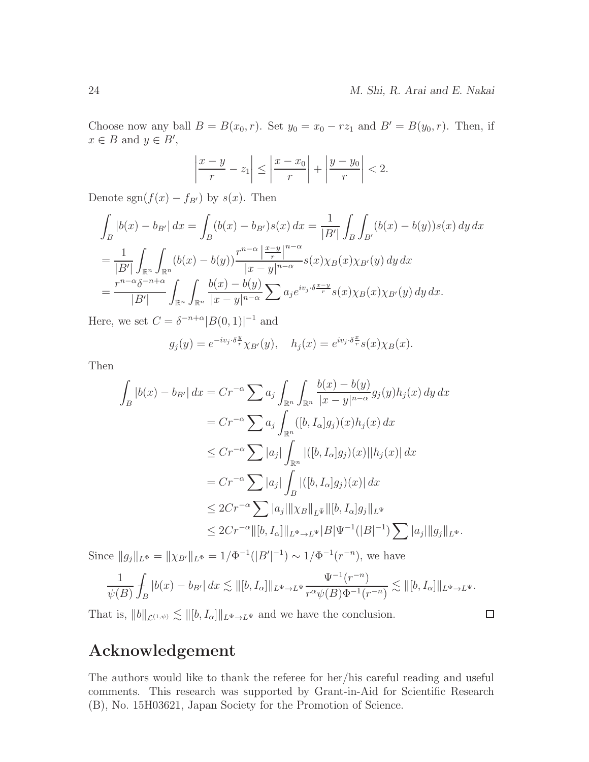Choose now any ball $B = B(x_0, r)$. Set $y_0 = x_0 - rz_1$ and $B' = B(y_0, r)$. Then, if $x \in B$ and $y \in B'$,

$$
\left| \frac{x-y}{r} - z_1 \right| \le \left| \frac{x-x_0}{r} \right| + \left| \frac{y-y_0}{r} \right| < 2.
$$

Denote $\mathrm{sgn}(f(x) - f_{B'})$ by $s(x)$. Then

$$
\begin{aligned}
\int_B |b(x) - b_{B'}| \, dx &= \int_B (b(x) - b_{B'}) s(x) \, dx = \frac{1}{|B'|} \int_B \int_{B'} (b(x) - b(y)) s(x) \, dy \, dx \\
&= \frac{1}{|B'|} \int_{\mathbb{R}^n} \int_{\mathbb{R}^n} (b(x) - b(y)) \frac{r^{n-\alpha} \left| \frac{x-y}{r} \right|^{n-\alpha}}{|x-y|^{n-\alpha}} s(x) \chi_B(x) \chi_{B'}(y) \, dy \, dx \\
&= \frac{r^{n-\alpha} \delta^{-n+\alpha}}{|B'|} \int_{\mathbb{R}^n} \int_{\mathbb{R}^n} \frac{b(x) - b(y)}{|x-y|^{n-\alpha}} \sum a_j e^{iv_j \cdot \delta \frac{x-y}{r}} s(x) \chi_B(x) \chi_{B'}(y) \, dy \, dx.
\end{aligned}
$$

Here, we set $C = \delta^{-n+\alpha} |B(0,1)|^{-1}$ and

$$
g_j(y) = e^{-iv_j \cdot \delta \frac{y}{r}} \chi_{B'}(y), \quad h_j(x) = e^{iv_j \cdot \delta \frac{x}{r}} s(x) \chi_B(x).
$$

Then

$$
\begin{aligned}
\int_B |b(x) - b_{B'}| \, dx &= C r^{-\alpha} \sum a_j \int_{\mathbb{R}^n} \int_{\mathbb{R}^n} \frac{b(x) - b(y)}{|x-y|^{n-\alpha}} g_j(y) h_j(x) \, dy \, dx \\
&= C r^{-\alpha} \sum a_j \int_{\mathbb{R}^n} ([b, I_\alpha] g_j)(x) h_j(x) \, dx \\
&\le C r^{-\alpha} \sum |a_j| \int_{\mathbb{R}^n} |([b, I_\alpha] g_j)(x)| |h_j(x)| \, dx \\
&= C r^{-\alpha} \sum |a_j| \int_B |([b, I_\alpha] g_j)(x)| \, dx \\
&\le 2 C r^{-\alpha} \sum |a_j| \|\chi_B\|_{L^{\bar{\Psi}}} \|[b, I_\alpha] g_j\|_{L^\Psi} \\
&\le 2 C r^{-\alpha} \|[b, I_\alpha]\|_{L^\Phi \to L^\Psi} |B| \Psi^{-1}(|B|^{-1}) \sum |a_j| \|g_j\|_{L^\Phi}.
\end{aligned}
$$

Since $\|g_j\|_{L^\Phi} = \|\chi_{B'}\|_{L^\Phi} = 1/\Phi^{-1}(|B'|^{-1}) \sim 1/\Phi^{-1}(r^{-n})$, we have

$$
\frac{1}{\psi(B)} \int_B |b(x) - b_{B'}| \, dx \lesssim \|[b, I_\alpha]\|_{L^\Phi \to L^\Psi} \frac{\Psi^{-1}(r^{-n})}{r^\alpha \psi(B) \Phi^{-1}(r^{-n})} \lesssim \|[b, I_\alpha]\|_{L^\Phi \to L^\Psi}.
$$

That is, $\|b\|_{\mathcal{L}^{(1,\psi)}} \lesssim \|[b, I_\alpha]\|_{L^\Phi \to L^\Psi}$ and we have the conclusion. □

## Acknowledgement

The authors would like to thank the referee for her/his careful reading and useful comments. This research was supported by Grant-in-Aid for Scientific Research (B), No. 15H03621, Japan Society for the Promotion of Science.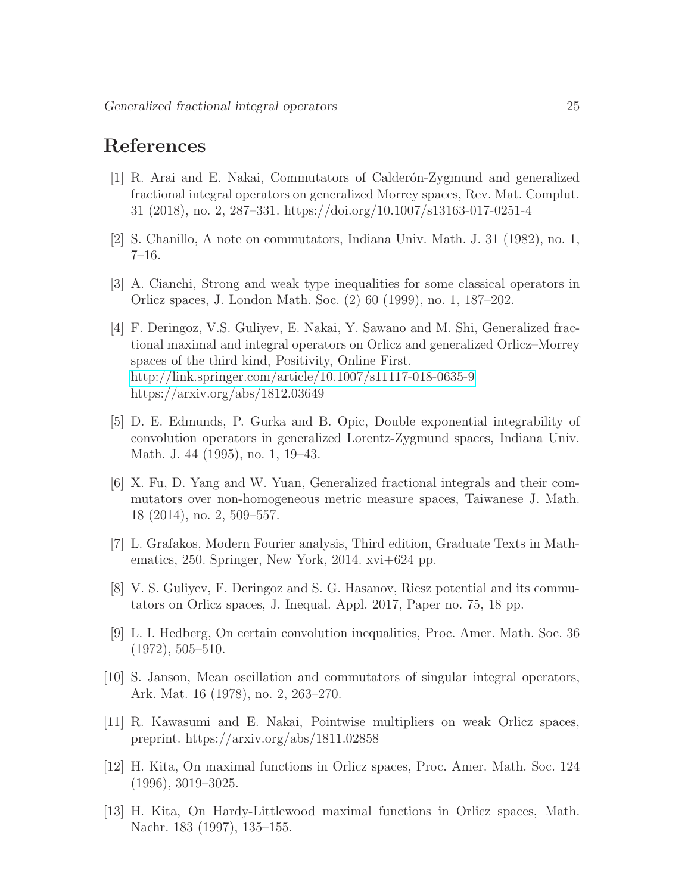## References

[1] R. Arai and E. Nakai, Commutators of Calderón-Zygmund and generalized fractional integral operators on generalized Morrey spaces, Rev. Mat. Complut. 31 (2018), no. 2, 287–331. https://doi.org/10.1007/s13163-017-0251-4

[2] S. Chanillo, A note on commutators, Indiana Univ. Math. J. 31 (1982), no. 1, 7–16.

[3] A. Cianchi, Strong and weak type inequalities for some classical operators in Orlicz spaces, J. London Math. Soc. (2) 60 (1999), no. 1, 187–202.

[4] F. Deringoz, V.S. Guliyev, E. Nakai, Y. Sawano and M. Shi, Generalized fractional maximal and integral operators on Orlicz and generalized Orlicz–Morrey spaces of the third kind, Positivity, Online First. http://link.springer.com/article/10.1007/s11117-018-0635-9 https://arxiv.org/abs/1812.03649

[5] D. E. Edmunds, P. Gurka and B. Opic, Double exponential integrability of convolution operators in generalized Lorentz-Zygmund spaces, Indiana Univ. Math. J. 44 (1995), no. 1, 19–43.

[6] X. Fu, D. Yang and W. Yuan, Generalized fractional integrals and their commutators over non-homogeneous metric measure spaces, Taiwanese J. Math. 18 (2014), no. 2, 509–557.

[7] L. Grafakos, Modern Fourier analysis, Third edition, Graduate Texts in Mathematics, 250. Springer, New York, 2014. xvi+624 pp.

[8] V. S. Guliyev, F. Deringoz and S. G. Hasanov, Riesz potential and its commutators on Orlicz spaces, J. Inequal. Appl. 2017, Paper no. 75, 18 pp.

[9] L. I. Hedberg, On certain convolution inequalities, Proc. Amer. Math. Soc. 36 (1972), 505–510.

[10] S. Janson, Mean oscillation and commutators of singular integral operators, Ark. Mat. 16 (1978), no. 2, 263–270.

[11] R. Kawasumi and E. Nakai, Pointwise multipliers on weak Orlicz spaces, preprint. https://arxiv.org/abs/1811.02858

[12] H. Kita, On maximal functions in Orlicz spaces, Proc. Amer. Math. Soc. 124 (1996), 3019–3025.

[13] H. Kita, On Hardy-Littlewood maximal functions in Orlicz spaces, Math. Nachr. 183 (1997), 135–155.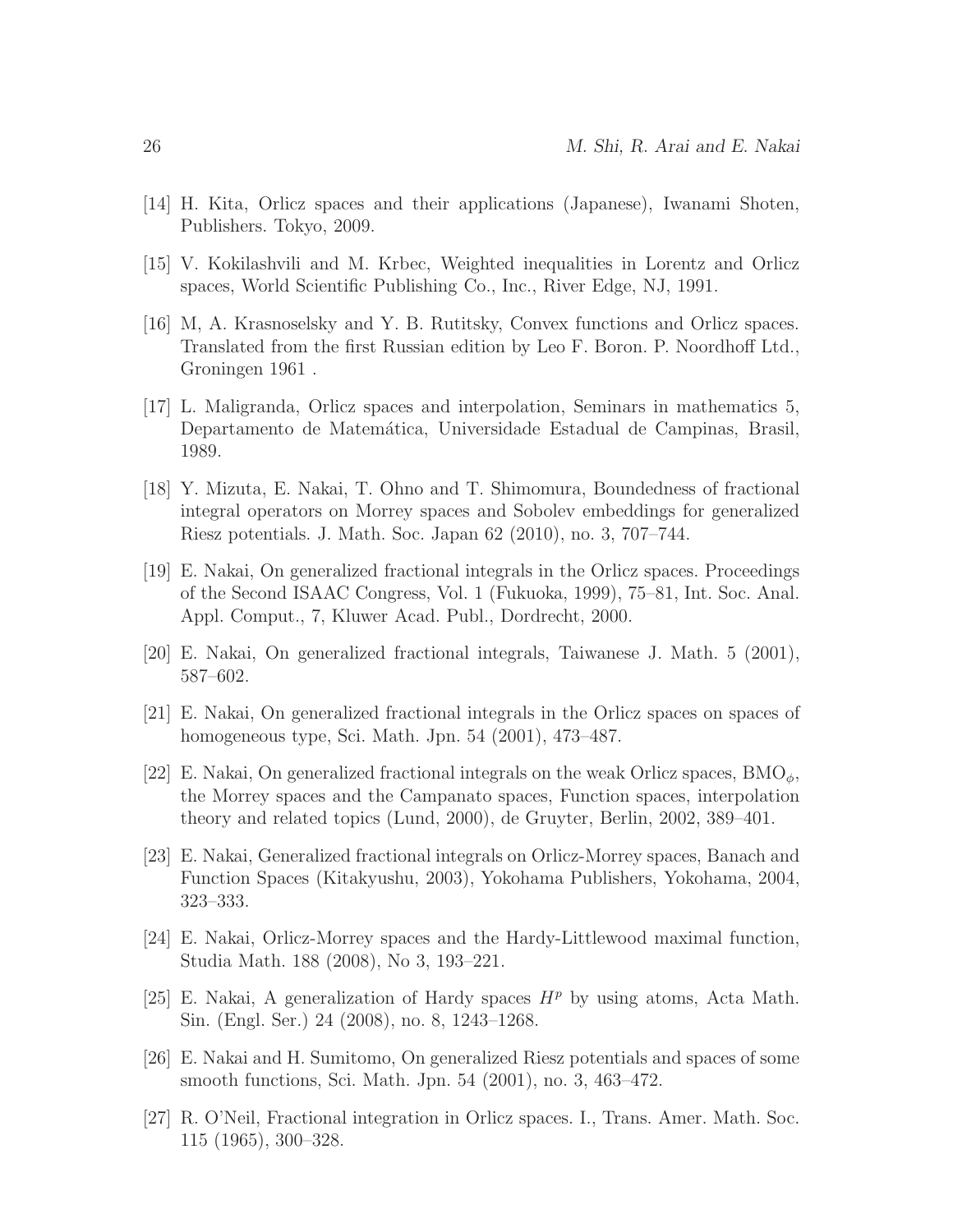[14] H. Kita, Orlicz spaces and their applications (Japanese), Iwanami Shoten, Publishers. Tokyo, 2009.

[15] V. Kokilashvili and M. Krbec, Weighted inequalities in Lorentz and Orlicz spaces, World Scientific Publishing Co., Inc., River Edge, NJ, 1991.

[16] M, A. Krasnoselsky and Y. B. Rutitsky, Convex functions and Orlicz spaces. Translated from the first Russian edition by Leo F. Boron. P. Noordhoff Ltd., Groningen 1961 .

[17] L. Maligranda, Orlicz spaces and interpolation, Seminars in mathematics 5, Departamento de Matemática, Universidade Estadual de Campinas, Brasil, 1989.

[18] Y. Mizuta, E. Nakai, T. Ohno and T. Shimomura, Boundedness of fractional integral operators on Morrey spaces and Sobolev embeddings for generalized Riesz potentials. J. Math. Soc. Japan 62 (2010), no. 3, 707–744.

[19] E. Nakai, On generalized fractional integrals in the Orlicz spaces. Proceedings of the Second ISAAC Congress, Vol. 1 (Fukuoka, 1999), 75–81, Int. Soc. Anal. Appl. Comput., 7, Kluwer Acad. Publ., Dordrecht, 2000.

[20] E. Nakai, On generalized fractional integrals, Taiwanese J. Math. 5 (2001), 587–602.

[21] E. Nakai, On generalized fractional integrals in the Orlicz spaces on spaces of homogeneous type, Sci. Math. Jpn. 54 (2001), 473–487.

[22] E. Nakai, On generalized fractional integrals on the weak Orlicz spaces, $\mathrm{BMO}_\phi$, the Morrey spaces and the Campanato spaces, Function spaces, interpolation theory and related topics (Lund, 2000), de Gruyter, Berlin, 2002, 389–401.

[23] E. Nakai, Generalized fractional integrals on Orlicz-Morrey spaces, Banach and Function Spaces (Kitakyushu, 2003), Yokohama Publishers, Yokohama, 2004, 323–333.

[24] E. Nakai, Orlicz-Morrey spaces and the Hardy-Littlewood maximal function, Studia Math. 188 (2008), No 3, 193–221.

[25] E. Nakai, A generalization of Hardy spaces $H^p$ by using atoms, Acta Math. Sin. (Engl. Ser.) 24 (2008), no. 8, 1243–1268.

[26] E. Nakai and H. Sumitomo, On generalized Riesz potentials and spaces of some smooth functions, Sci. Math. Jpn. 54 (2001), no. 3, 463–472.

[27] R. O'Neil, Fractional integration in Orlicz spaces. I., Trans. Amer. Math. Soc. 115 (1965), 300–328.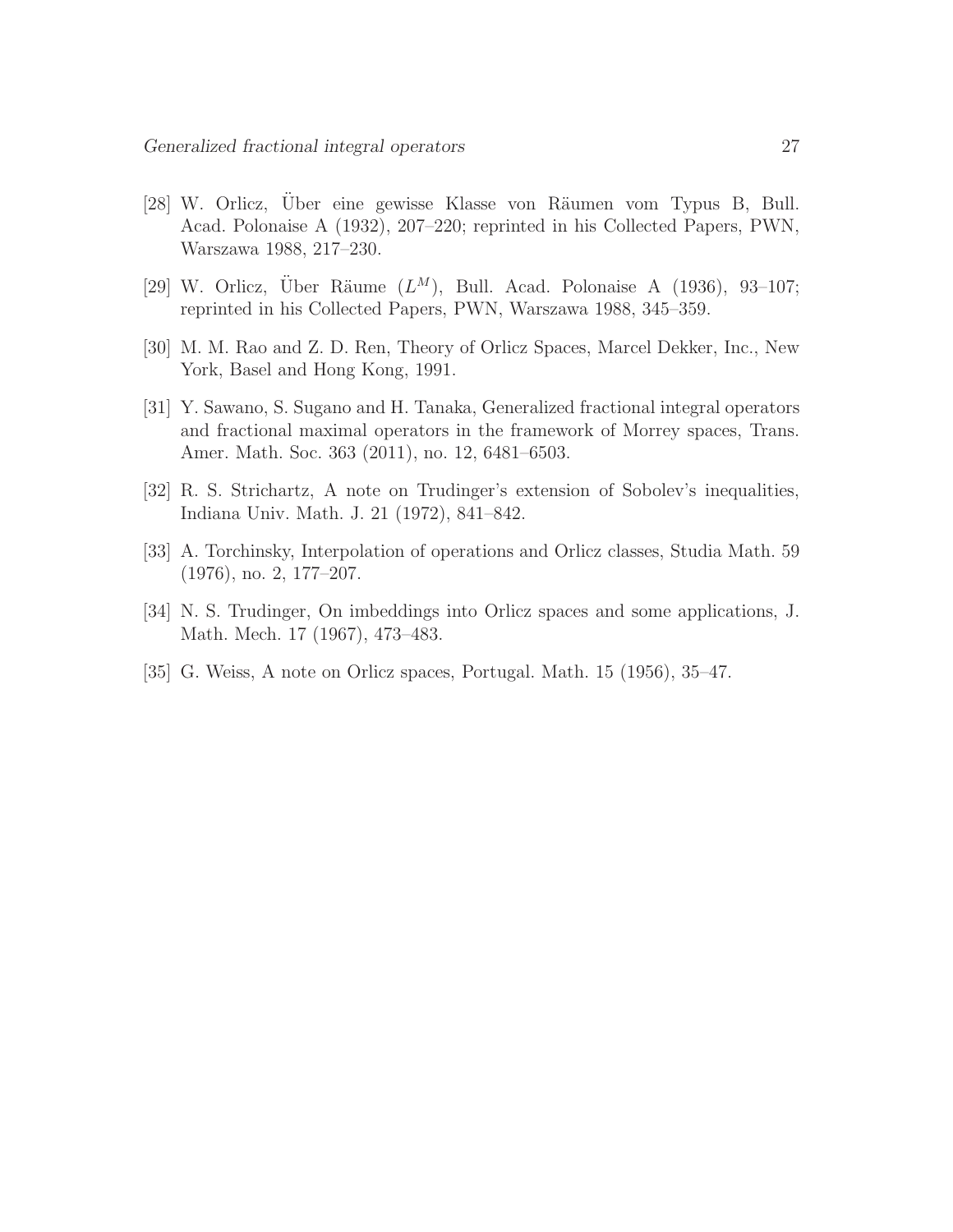[28] W. Orlicz, Über eine gewisse Klasse von Räumen vom Typus B, Bull. Acad. Polonaise A (1932), 207–220; reprinted in his Collected Papers, PWN, Warszawa 1988, 217–230.

[29] W. Orlicz, Über Räume ($L^M$), Bull. Acad. Polonaise A (1936), 93–107; reprinted in his Collected Papers, PWN, Warszawa 1988, 345–359.

[30] M. M. Rao and Z. D. Ren, Theory of Orlicz Spaces, Marcel Dekker, Inc., New York, Basel and Hong Kong, 1991.

[31] Y. Sawano, S. Sugano and H. Tanaka, Generalized fractional integral operators and fractional maximal operators in the framework of Morrey spaces, Trans. Amer. Math. Soc. 363 (2011), no. 12, 6481–6503.

[32] R. S. Strichartz, A note on Trudinger's extension of Sobolev's inequalities, Indiana Univ. Math. J. 21 (1972), 841–842.

[33] A. Torchinsky, Interpolation of operations and Orlicz classes, Studia Math. 59 (1976), no. 2, 177–207.

[34] N. S. Trudinger, On imbeddings into Orlicz spaces and some applications, J. Math. Mech. 17 (1967), 473–483.

[35] G. Weiss, A note on Orlicz spaces, Portugal. Math. 15 (1956), 35–47.